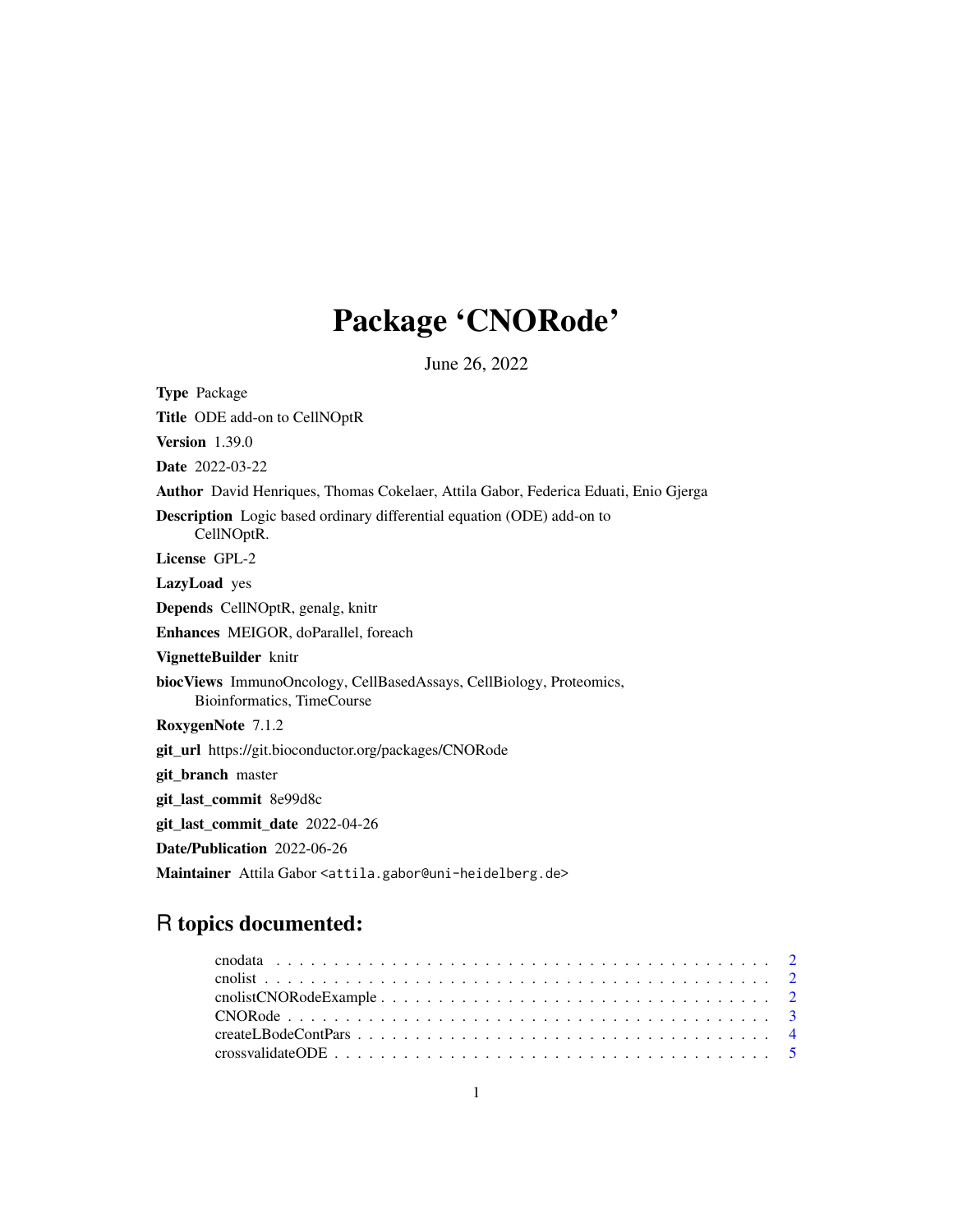# Package 'CNORode'

June 26, 2022

**Type** Package

**Title** ODE add-on to CellNOptR

**Version** 1.39.0

**Date** 2022-03-22

**Author** David Henriques, Thomas Cokelaer, Attila Gabor, Federica Eduati, Enio Gjerga

**Description** Logic based ordinary differential equation (ODE) add-on to CellNOptR.

**License** GPL-2

**LazyLoad** yes

**Depends** CellNOptR, genalg, knitr

**Enhances** MEIGOR, doParallel, foreach

**VignetteBuilder** knitr

**biocViews** ImmunoOncology, CellBasedAssays, CellBiology, Proteomics, Bioinformatics, TimeCourse

**RoxygenNote** 7.1.2

**git_url** https://git.bioconductor.org/packages/CNORode

**git_branch** master

**git_last_commit** 8e99d8c

**git_last_commit_date** 2022-04-26

**Date/Publication** 2022-06-26

**Maintainer** Attila Gabor <attila.gabor@uni-heidelberg.de>

## R topics documented:

- cnodata . . . . . . . . . . . . . . . . . . . . . . . . . . . . . . . . . . . . . . . . . . 2
- cnolist . . . . . . . . . . . . . . . . . . . . . . . . . . . . . . . . . . . . . . . . . . 2
- cnolistCNORodeExample . . . . . . . . . . . . . . . . . . . . . . . . . . . . . . . . 2
- CNORode . . . . . . . . . . . . . . . . . . . . . . . . . . . . . . . . . . . . . . . . . 3
- createLBodeContPars . . . . . . . . . . . . . . . . . . . . . . . . . . . . . . . . . . 4
- crossvalidateODE . . . . . . . . . . . . . . . . . . . . . . . . . . . . . . . . . . . . 5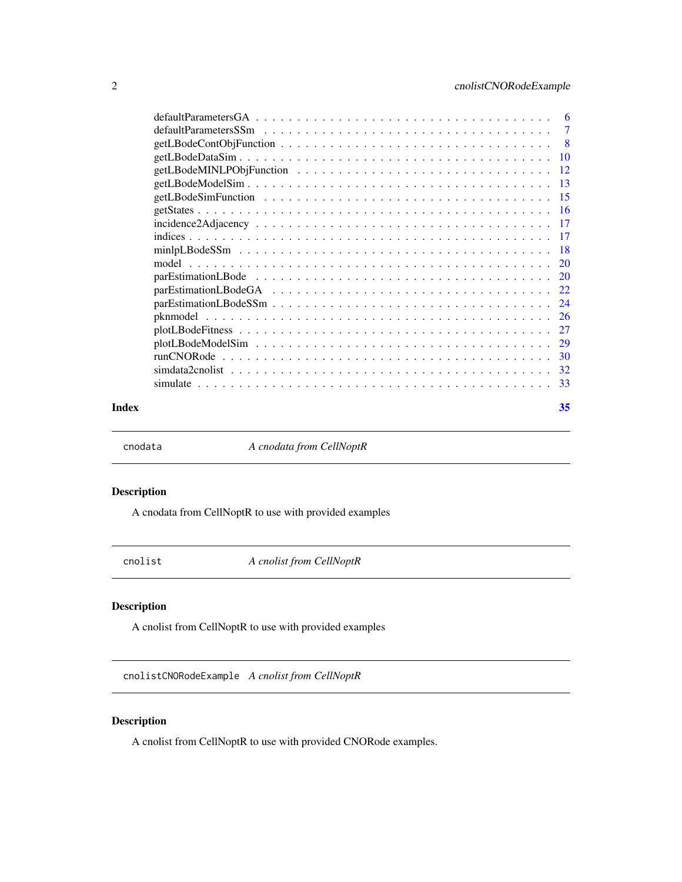defaultParametersGA . . . . . . . . . . . . . . . . . . . . . . . . . . . . . . . . . . 6
defaultParametersSSm . . . . . . . . . . . . . . . . . . . . . . . . . . . . . . . . . 7
getLBodeContObjFunction . . . . . . . . . . . . . . . . . . . . . . . . . . . . . . . 8
getLBodeDataSim . . . . . . . . . . . . . . . . . . . . . . . . . . . . . . . . . . . 10
getLBodeMINLPObjFunction . . . . . . . . . . . . . . . . . . . . . . . . . . . . . 12
getLBodeModelSim . . . . . . . . . . . . . . . . . . . . . . . . . . . . . . . . . . 13
getLBodeSimFunction . . . . . . . . . . . . . . . . . . . . . . . . . . . . . . . . 15
getStates . . . . . . . . . . . . . . . . . . . . . . . . . . . . . . . . . . . . . . 16
incidence2Adjacency . . . . . . . . . . . . . . . . . . . . . . . . . . . . . . . . . 17
indices . . . . . . . . . . . . . . . . . . . . . . . . . . . . . . . . . . . . . . . 17
minlpLBodeSSm . . . . . . . . . . . . . . . . . . . . . . . . . . . . . . . . . . . 18
model . . . . . . . . . . . . . . . . . . . . . . . . . . . . . . . . . . . . . . . . 20
parEstimationLBode . . . . . . . . . . . . . . . . . . . . . . . . . . . . . . . . . 20
parEstimationLBodeGA . . . . . . . . . . . . . . . . . . . . . . . . . . . . . . . 22
parEstimationLBodeSSm . . . . . . . . . . . . . . . . . . . . . . . . . . . . . . 24
pknmodel . . . . . . . . . . . . . . . . . . . . . . . . . . . . . . . . . . . . . . 26
plotLBodeFitness . . . . . . . . . . . . . . . . . . . . . . . . . . . . . . . . . . 27
plotLBodeModelSim . . . . . . . . . . . . . . . . . . . . . . . . . . . . . . . . . 29
runCNORode . . . . . . . . . . . . . . . . . . . . . . . . . . . . . . . . . . . . 30
simdata2cnolist . . . . . . . . . . . . . . . . . . . . . . . . . . . . . . . . . . . 32
simulate . . . . . . . . . . . . . . . . . . . . . . . . . . . . . . . . . . . . . . 33

**Index** 35

---

## cnodata — *A cnodata from CellNoptR*

### Description

A cnodata from CellNoptR to use with provided examples

---

## cnolist — *A cnolist from CellNoptR*

### Description

A cnolist from CellNoptR to use with provided examples

---

## cnolistCNORodeExample — *A cnolist from CellNoptR*

### Description

A cnolist from CellNoptR to use with provided CNORode examples.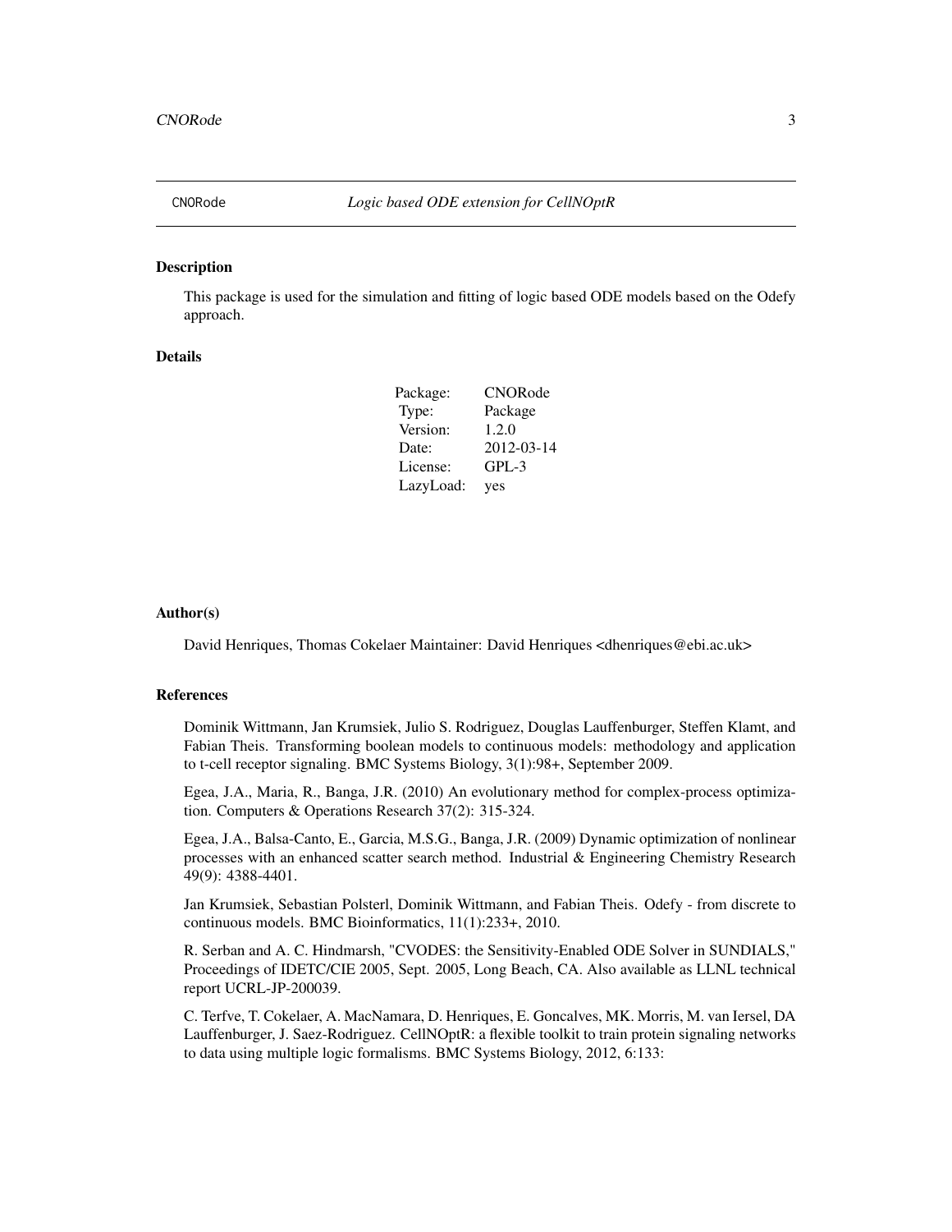CNORode *Logic based ODE extension for CellNOptR*

## Description

This package is used for the simulation and fitting of logic based ODE models based on the Odefy approach.

## Details

| | |
|---|---|
| Package: | CNORode |
| Type: | Package |
| Version: | 1.2.0 |
| Date: | 2012-03-14 |
| License: | GPL-3 |
| LazyLoad: | yes |

## Author(s)

David Henriques, Thomas Cokelaer Maintainer: David Henriques <dhenriques@ebi.ac.uk>

## References

Dominik Wittmann, Jan Krumsiek, Julio S. Rodriguez, Douglas Lauffenburger, Steffen Klamt, and Fabian Theis. Transforming boolean models to continuous models: methodology and application to t-cell receptor signaling. BMC Systems Biology, 3(1):98+, September 2009.

Egea, J.A., Maria, R., Banga, J.R. (2010) An evolutionary method for complex-process optimization. Computers & Operations Research 37(2): 315-324.

Egea, J.A., Balsa-Canto, E., Garcia, M.S.G., Banga, J.R. (2009) Dynamic optimization of nonlinear processes with an enhanced scatter search method. Industrial & Engineering Chemistry Research 49(9): 4388-4401.

Jan Krumsiek, Sebastian Polsterl, Dominik Wittmann, and Fabian Theis. Odefy - from discrete to continuous models. BMC Bioinformatics, 11(1):233+, 2010.

R. Serban and A. C. Hindmarsh, "CVODES: the Sensitivity-Enabled ODE Solver in SUNDIALS," Proceedings of IDETC/CIE 2005, Sept. 2005, Long Beach, CA. Also available as LLNL technical report UCRL-JP-200039.

C. Terfve, T. Cokelaer, A. MacNamara, D. Henriques, E. Goncalves, MK. Morris, M. van Iersel, DA Lauffenburger, J. Saez-Rodriguez. CellNOptR: a flexible toolkit to train protein signaling networks to data using multiple logic formalisms. BMC Systems Biology, 2012, 6:133: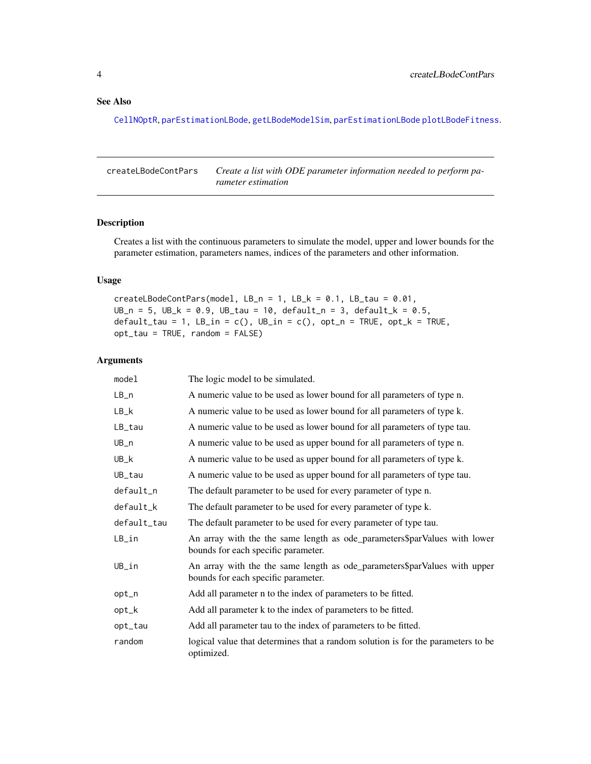## See Also

CellNOptR, parEstimationLBode, getLBodeModelSim, parEstimationLBode plotLBodeFitness.

---

# createLBodeContPars — *Create a list with ODE parameter information needed to perform parameter estimation*

---

### Description

Creates a list with the continuous parameters to simulate the model, upper and lower bounds for the parameter estimation, parameters names, indices of the parameters and other information.

### Usage

```
createLBodeContPars(model, LB_n = 1, LB_k = 0.1, LB_tau = 0.01,
UB_n = 5, UB_k = 0.9, UB_tau = 10, default_n = 3, default_k = 0.5,
default_tau = 1, LB_in = c(), UB_in = c(), opt_n = TRUE, opt_k = TRUE,
opt_tau = TRUE, random = FALSE)
```

### Arguments

| | |
|---|---|
| `model` | The logic model to be simulated. |
| `LB_n` | A numeric value to be used as lower bound for all parameters of type n. |
| `LB_k` | A numeric value to be used as lower bound for all parameters of type k. |
| `LB_tau` | A numeric value to be used as lower bound for all parameters of type tau. |
| `UB_n` | A numeric value to be used as upper bound for all parameters of type n. |
| `UB_k` | A numeric value to be used as upper bound for all parameters of type k. |
| `UB_tau` | A numeric value to be used as upper bound for all parameters of type tau. |
| `default_n` | The default parameter to be used for every parameter of type n. |
| `default_k` | The default parameter to be used for every parameter of type k. |
| `default_tau` | The default parameter to be used for every parameter of type tau. |
| `LB_in` | An array with the the same length as ode_parameters$parValues with lower bounds for each specific parameter. |
| `UB_in` | An array with the the same length as ode_parameters$parValues with upper bounds for each specific parameter. |
| `opt_n` | Add all parameter n to the index of parameters to be fitted. |
| `opt_k` | Add all parameter k to the index of parameters to be fitted. |
| `opt_tau` | Add all parameter tau to the index of parameters to be fitted. |
| `random` | logical value that determines that a random solution is for the parameters to be optimized. |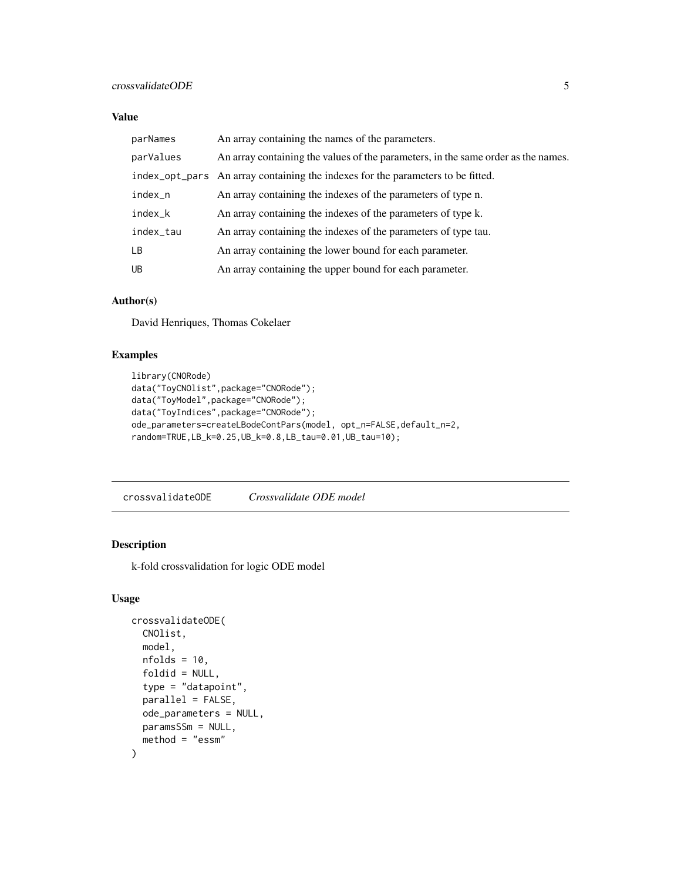### Value

| | |
|---|---|
| parNames | An array containing the names of the parameters. |
| parValues | An array containing the values of the parameters, in the same order as the names. |
| index_opt_pars | An array containing the indexes for the parameters to be fitted. |
| index_n | An array containing the indexes of the parameters of type n. |
| index_k | An array containing the indexes of the parameters of type k. |
| index_tau | An array containing the indexes of the parameters of type tau. |
| LB | An array containing the lower bound for each parameter. |
| UB | An array containing the upper bound for each parameter. |

### Author(s)

David Henriques, Thomas Cokelaer

### Examples

```
library(CNORode)
data("ToyCNOlist",package="CNORode");
data("ToyModel",package="CNORode");
data("ToyIndices",package="CNORode");
ode_parameters=createLBodeContPars(model, opt_n=FALSE,default_n=2,
random=TRUE,LB_k=0.25,UB_k=0.8,LB_tau=0.01,UB_tau=10);
```

---

## crossvalidateODE    *Crossvalidate ODE model*

### Description

k-fold crossvalidation for logic ODE model

### Usage

```
crossvalidateODE(
  CNOlist,
  model,
  nfolds = 10,
  foldid = NULL,
  type = "datapoint",
  parallel = FALSE,
  ode_parameters = NULL,
  paramsSSm = NULL,
  method = "essm"
)
```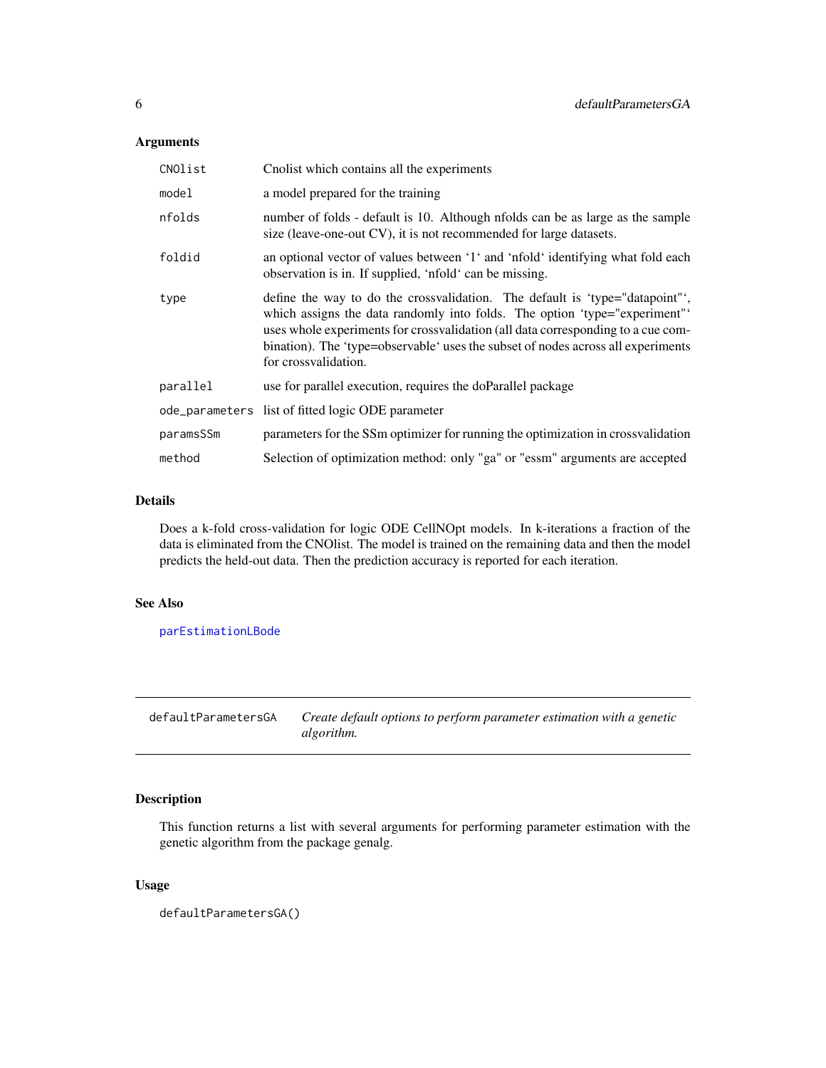### Arguments

| | |
|---|---|
| CNOlist | Cnolist which contains all the experiments |
| model | a model prepared for the training |
| nfolds | number of folds - default is 10. Although nfolds can be as large as the sample size (leave-one-out CV), it is not recommended for large datasets. |
| foldid | an optional vector of values between '1' and 'nfold' identifying what fold each observation is in. If supplied, 'nfold' can be missing. |
| type | define the way to do the crossvalidation. The default is 'type="datapoint"', which assigns the data randomly into folds. The option 'type="experiment"' uses whole experiments for crossvalidation (all data corresponding to a cue combination). The 'type=observable' uses the subset of nodes across all experiments for crossvalidation. |
| parallel | use for parallel execution, requires the doParallel package |
| ode_parameters | list of fitted logic ODE parameter |
| paramsSSm | parameters for the SSm optimizer for running the optimization in crossvalidation |
| method | Selection of optimization method: only "ga" or "essm" arguments are accepted |

### Details

Does a k-fold cross-validation for logic ODE CellNOpt models. In k-iterations a fraction of the data is eliminated from the CNOlist. The model is trained on the remaining data and then the model predicts the held-out data. Then the prediction accuracy is reported for each iteration.

### See Also

parEstimationLBode

---

## defaultParametersGA — *Create default options to perform parameter estimation with a genetic algorithm.*

---

### Description

This function returns a list with several arguments for performing parameter estimation with the genetic algorithm from the package genalg.

### Usage

```
defaultParametersGA()
```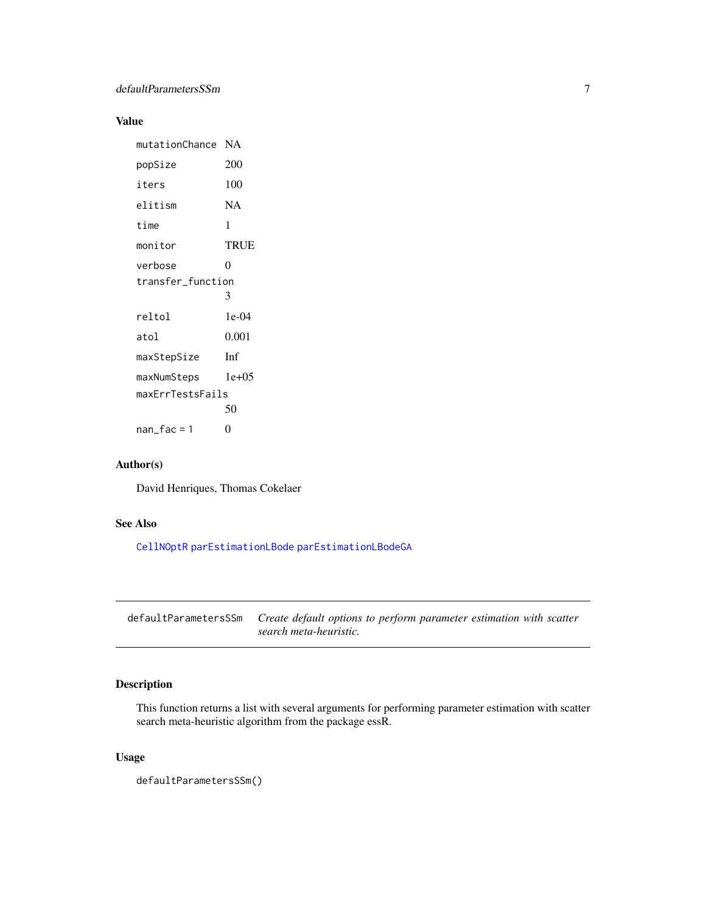## Value

| | |
|---|---|
| mutationChance | NA |
| popSize | 200 |
| iters | 100 |
| elitism | NA |
| time | 1 |
| monitor | TRUE |
| verbose | 0 |
| transfer_function | 3 |
| reltol | 1e-04 |
| atol | 0.001 |
| maxStepSize | Inf |
| maxNumSteps | 1e+05 |
| maxErrTestsFails | 50 |
| nan_fac = 1 | 0 |

## Author(s)

David Henriques, Thomas Cokelaer

## See Also

CellNOptR parEstimationLBode parEstimationLBodeGA

---

# defaultParametersSSm    *Create default options to perform parameter estimation with scatter search meta-heuristic.*

---

## Description

This function returns a list with several arguments for performing parameter estimation with scatter search meta-heuristic algorithm from the package essR.

## Usage

```
defaultParametersSSm()
```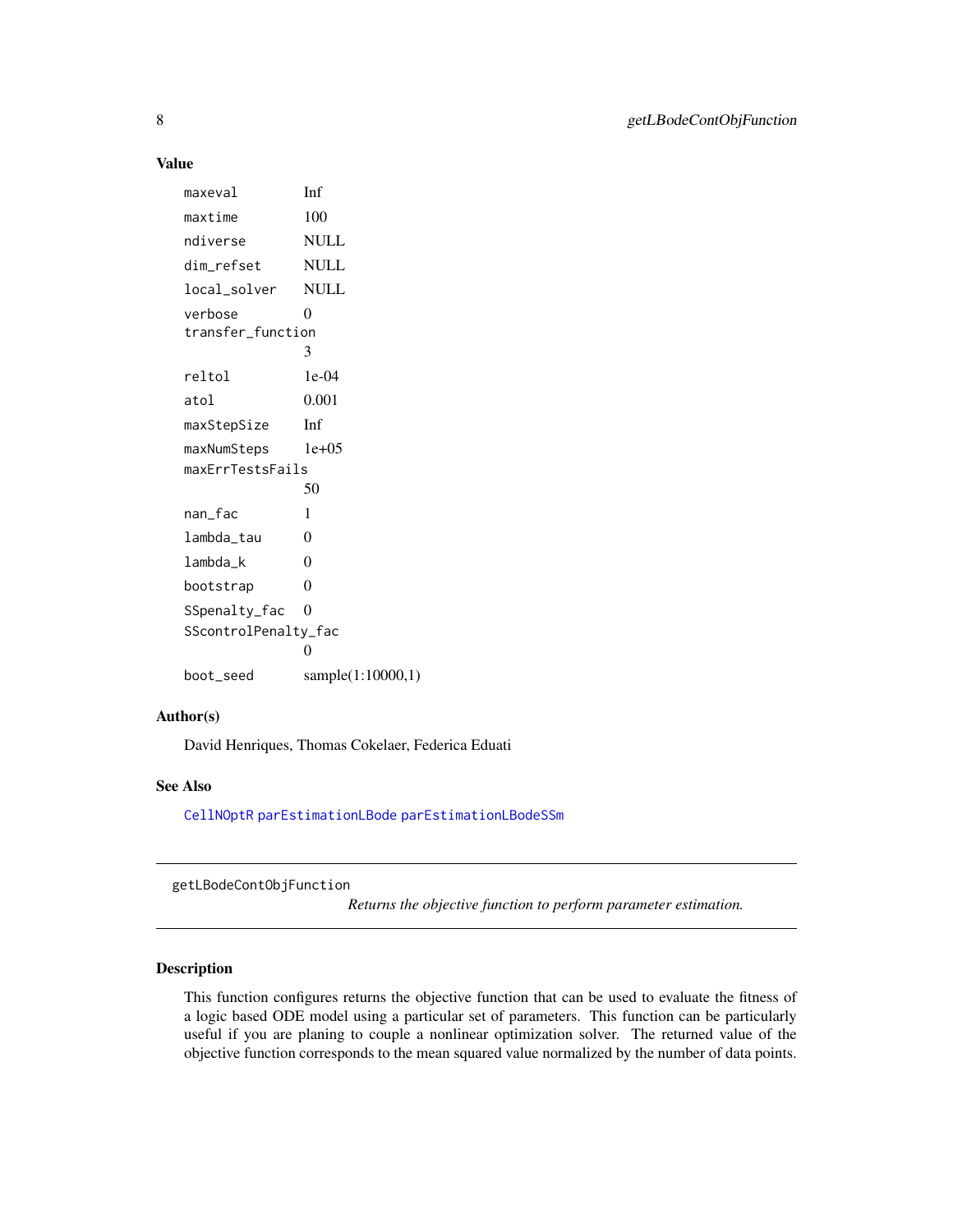### Value

| | |
|---|---|
| maxeval | Inf |
| maxtime | 100 |
| ndiverse | NULL |
| dim_refset | NULL |
| local_solver | NULL |
| verbose | 0 |
| transfer_function | 3 |
| reltol | 1e-04 |
| atol | 0.001 |
| maxStepSize | Inf |
| maxNumSteps | 1e+05 |
| maxErrTestsFails | 50 |
| nan_fac | 1 |
| lambda_tau | 0 |
| lambda_k | 0 |
| bootstrap | 0 |
| SSpenalty_fac | 0 |
| SScontrolPenalty_fac | 0 |
| boot_seed | sample(1:10000,1) |

### Author(s)

David Henriques, Thomas Cokelaer, Federica Eduati

### See Also

CellNOptR parEstimationLBode parEstimationLBodeSSm

---

## getLBodeContObjFunction

*Returns the objective function to perform parameter estimation.*

---

### Description

This function configures returns the objective function that can be used to evaluate the fitness of a logic based ODE model using a particular set of parameters. This function can be particularly useful if you are planing to couple a nonlinear optimization solver. The returned value of the objective function corresponds to the mean squared value normalized by the number of data points.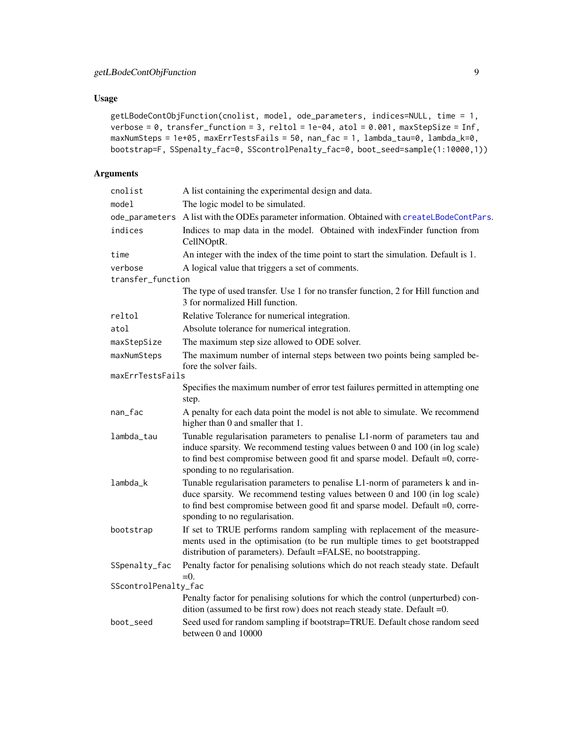## Usage

```
getLBodeContObjFunction(cnolist, model, ode_parameters, indices=NULL, time = 1,
verbose = 0, transfer_function = 3, reltol = 1e-04, atol = 0.001, maxStepSize = Inf,
maxNumSteps = 1e+05, maxErrTestsFails = 50, nan_fac = 1, lambda_tau=0, lambda_k=0,
bootstrap=F, SSpenalty_fac=0, SScontrolPenalty_fac=0, boot_seed=sample(1:10000,1))
```

## Arguments

| Argument | Description |
|---|---|
| `cnolist` | A list containing the experimental design and data. |
| `model` | The logic model to be simulated. |
| `ode_parameters` | A list with the ODEs parameter information. Obtained with `createLBodeContPars`. |
| `indices` | Indices to map data in the model. Obtained with indexFinder function from CellNOptR. |
| `time` | An integer with the index of the time point to start the simulation. Default is 1. |
| `verbose` | A logical value that triggers a set of comments. |
| `transfer_function` | The type of used transfer. Use 1 for no transfer function, 2 for Hill function and 3 for normalized Hill function. |
| `reltol` | Relative Tolerance for numerical integration. |
| `atol` | Absolute tolerance for numerical integration. |
| `maxStepSize` | The maximum step size allowed to ODE solver. |
| `maxNumSteps` | The maximum number of internal steps between two points being sampled before the solver fails. |
| `maxErrTestsFails` | Specifies the maximum number of error test failures permitted in attempting one step. |
| `nan_fac` | A penalty for each data point the model is not able to simulate. We recommend higher than 0 and smaller that 1. |
| `lambda_tau` | Tunable regularisation parameters to penalise L1-norm of parameters tau and induce sparsity. We recommend testing values between 0 and 100 (in log scale) to find best compromise between good fit and sparse model. Default =0, corresponding to no regularisation. |
| `lambda_k` | Tunable regularisation parameters to penalise L1-norm of parameters k and induce sparsity. We recommend testing values between 0 and 100 (in log scale) to find best compromise between good fit and sparse model. Default =0, corresponding to no regularisation. |
| `bootstrap` | If set to TRUE performs random sampling with replacement of the measurements used in the optimisation (to be run multiple times to get bootstrapped distribution of parameters). Default =FALSE, no bootstrapping. |
| `SSpenalty_fac` | Penalty factor for penalising solutions which do not reach steady state. Default =0. |
| `SScontrolPenalty_fac` | Penalty factor for penalising solutions for which the control (unperturbed) condition (assumed to be first row) does not reach steady state. Default =0. |
| `boot_seed` | Seed used for random sampling if bootstrap=TRUE. Default chose random seed between 0 and 10000 |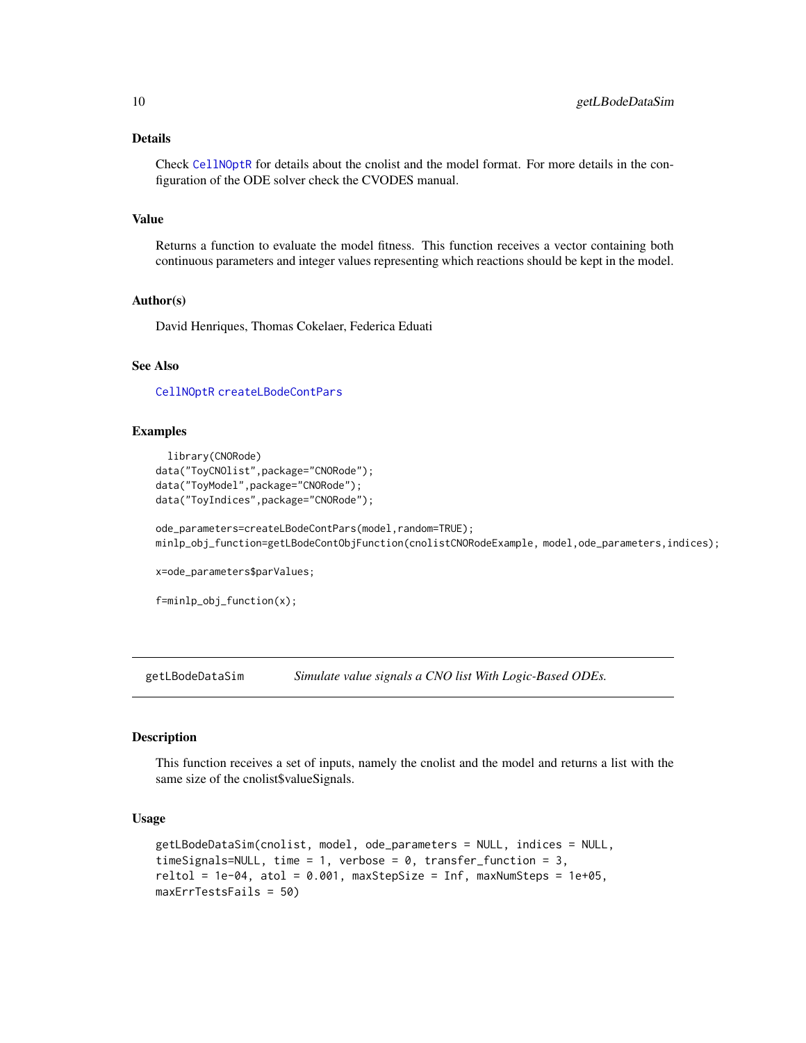### Details

Check CellNOptR for details about the cnolist and the model format. For more details in the configuration of the ODE solver check the CVODES manual.

### Value

Returns a function to evaluate the model fitness. This function receives a vector containing both continuous parameters and integer values representing which reactions should be kept in the model.

### Author(s)

David Henriques, Thomas Cokelaer, Federica Eduati

### See Also

CellNOptR createLBodeContPars

### Examples

```
  library(CNORode)
data("ToyCNOlist",package="CNORode");
data("ToyModel",package="CNORode");
data("ToyIndices",package="CNORode");

ode_parameters=createLBodeContPars(model,random=TRUE);
minlp_obj_function=getLBodeContObjFunction(cnolistCNORodeExample, model,ode_parameters,indices);

x=ode_parameters$parValues;

f=minlp_obj_function(x);
```

---

## getLBodeDataSim — *Simulate value signals a CNO list With Logic-Based ODEs.*

### Description

This function receives a set of inputs, namely the cnolist and the model and returns a list with the same size of the cnolist$valueSignals.

### Usage

```
getLBodeDataSim(cnolist, model, ode_parameters = NULL, indices = NULL,
timeSignals=NULL, time = 1, verbose = 0, transfer_function = 3,
reltol = 1e-04, atol = 0.001, maxStepSize = Inf, maxNumSteps = 1e+05,
maxErrTestsFails = 50)
```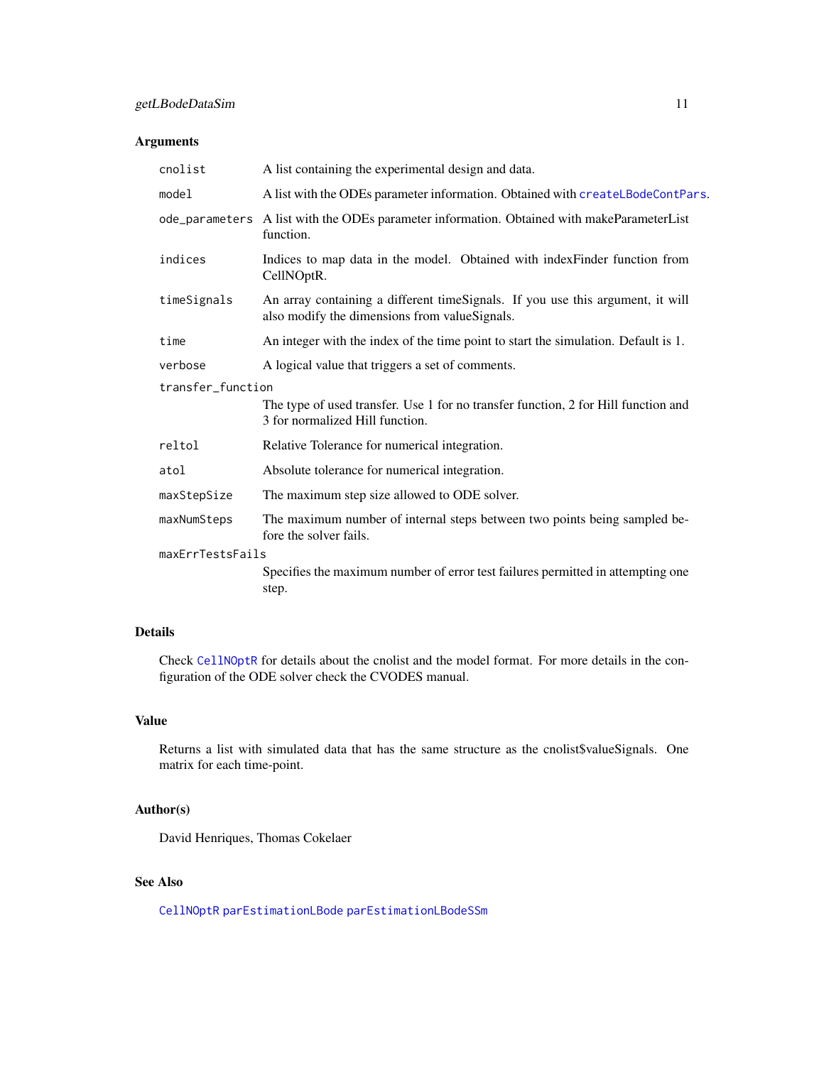## Arguments

| | |
|---|---|
| `cnolist` | A list containing the experimental design and data. |
| `model` | A list with the ODEs parameter information. Obtained with `createLBodeContPars`. |
| `ode_parameters` | A list with the ODEs parameter information. Obtained with makeParameterList function. |
| `indices` | Indices to map data in the model. Obtained with indexFinder function from CellNOptR. |
| `timeSignals` | An array containing a different timeSignals. If you use this argument, it will also modify the dimensions from valueSignals. |
| `time` | An integer with the index of the time point to start the simulation. Default is 1. |
| `verbose` | A logical value that triggers a set of comments. |
| `transfer_function` | The type of used transfer. Use 1 for no transfer function, 2 for Hill function and 3 for normalized Hill function. |
| `reltol` | Relative Tolerance for numerical integration. |
| `atol` | Absolute tolerance for numerical integration. |
| `maxStepSize` | The maximum step size allowed to ODE solver. |
| `maxNumSteps` | The maximum number of internal steps between two points being sampled before the solver fails. |
| `maxErrTestsFails` | Specifies the maximum number of error test failures permitted in attempting one step. |

## Details

Check `CellNOptR` for details about the cnolist and the model format. For more details in the configuration of the ODE solver check the CVODES manual.

## Value

Returns a list with simulated data that has the same structure as the cnolist$valueSignals. One matrix for each time-point.

## Author(s)

David Henriques, Thomas Cokelaer

## See Also

`CellNOptR` `parEstimationLBode` `parEstimationLBodeSSm`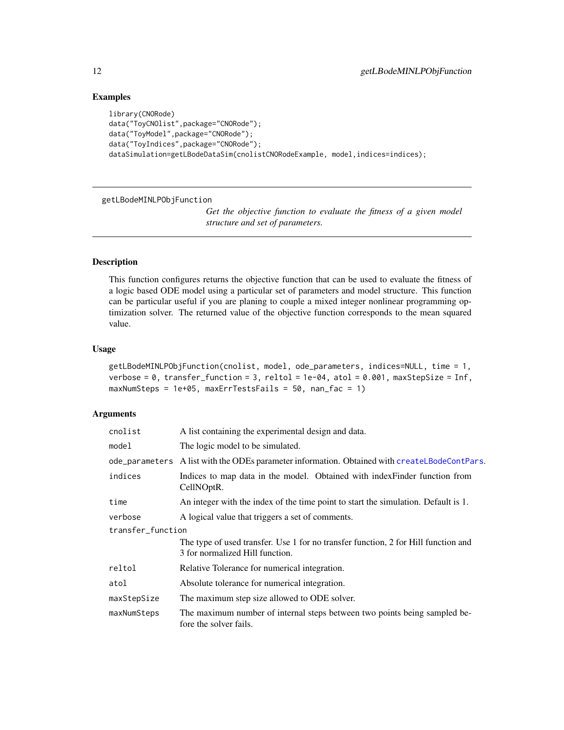## Examples

```
library(CNORode)
data("ToyCNOlist",package="CNORode");
data("ToyModel",package="CNORode");
data("ToyIndices",package="CNORode");
dataSimulation=getLBodeDataSim(cnolistCNORodeExample, model,indices=indices);
```

---

getLBodeMINLPObjFunction        *Get the objective function to evaluate the fitness of a given model structure and set of parameters.*

---

### Description

This function configures returns the objective function that can be used to evaluate the fitness of a logic based ODE model using a particular set of parameters and model structure. This function can be particular useful if you are planing to couple a mixed integer nonlinear programming optimization solver. The returned value of the objective function corresponds to the mean squared value.

### Usage

```
getLBodeMINLPObjFunction(cnolist, model, ode_parameters, indices=NULL, time = 1,
verbose = 0, transfer_function = 3, reltol = 1e-04, atol = 0.001, maxStepSize = Inf,
maxNumSteps = 1e+05, maxErrTestsFails = 50, nan_fac = 1)
```

### Arguments

| | |
|---|---|
| cnolist | A list containing the experimental design and data. |
| model | The logic model to be simulated. |
| ode_parameters | A list with the ODEs parameter information. Obtained with createLBodeContPars. |
| indices | Indices to map data in the model. Obtained with indexFinder function from CellNOptR. |
| time | An integer with the index of the time point to start the simulation. Default is 1. |
| verbose | A logical value that triggers a set of comments. |
| transfer_function | The type of used transfer. Use 1 for no transfer function, 2 for Hill function and 3 for normalized Hill function. |
| reltol | Relative Tolerance for numerical integration. |
| atol | Absolute tolerance for numerical integration. |
| maxStepSize | The maximum step size allowed to ODE solver. |
| maxNumSteps | The maximum number of internal steps between two points being sampled before the solver fails. |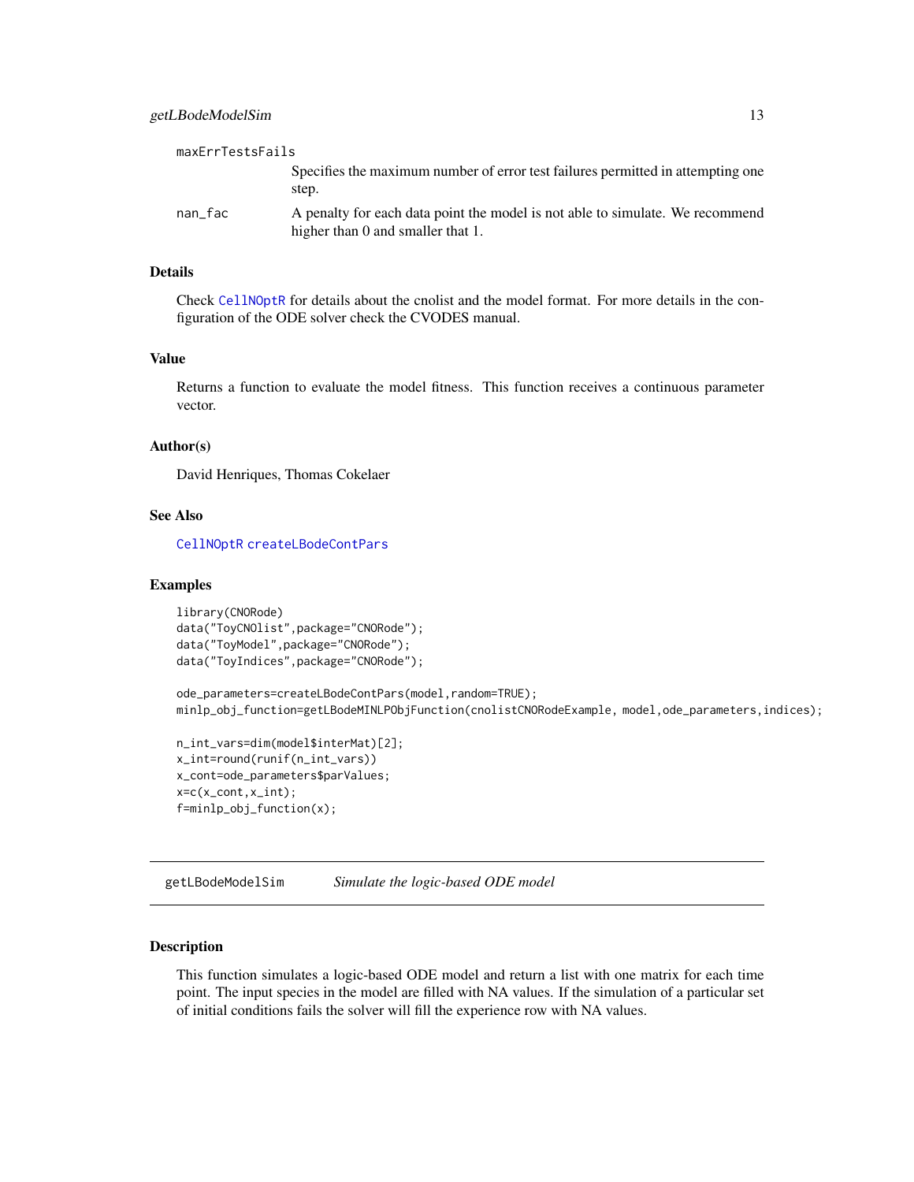maxErrTestsFails
: Specifies the maximum number of error test failures permitted in attempting one step.

nan_fac
: A penalty for each data point the model is not able to simulate. We recommend higher than 0 and smaller that 1.

### Details

Check CellNOptR for details about the cnolist and the model format. For more details in the configuration of the ODE solver check the CVODES manual.

### Value

Returns a function to evaluate the model fitness. This function receives a continuous parameter vector.

### Author(s)

David Henriques, Thomas Cokelaer

### See Also

CellNOptR createLBodeContPars

### Examples

```
library(CNORode)
data("ToyCNOlist",package="CNORode");
data("ToyModel",package="CNORode");
data("ToyIndices",package="CNORode");

ode_parameters=createLBodeContPars(model,random=TRUE);
minlp_obj_function=getLBodeMINLPObjFunction(cnolistCNORodeExample, model,ode_parameters,indices);

n_int_vars=dim(model$interMat)[2];
x_int=round(runif(n_int_vars))
x_cont=ode_parameters$parValues;
x=c(x_cont,x_int);
f=minlp_obj_function(x);
```

---

## getLBodeModelSim — *Simulate the logic-based ODE model*

### Description

This function simulates a logic-based ODE model and return a list with one matrix for each time point. The input species in the model are filled with NA values. If the simulation of a particular set of initial conditions fails the solver will fill the experience row with NA values.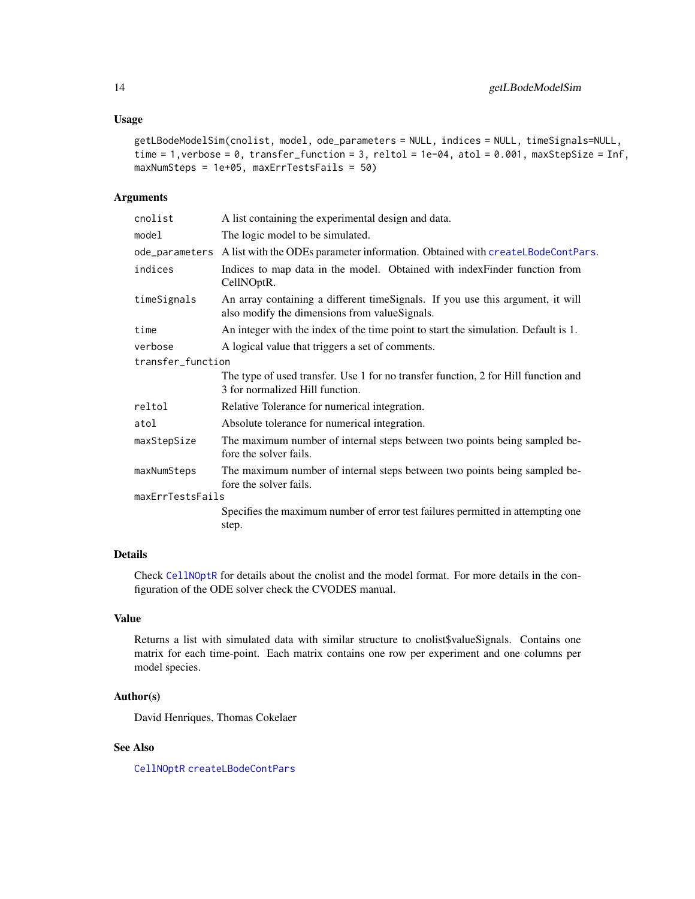### Usage

```
getLBodeModelSim(cnolist, model, ode_parameters = NULL, indices = NULL, timeSignals=NULL,
time = 1,verbose = 0, transfer_function = 3, reltol = 1e-04, atol = 0.001, maxStepSize = Inf,
maxNumSteps = 1e+05, maxErrTestsFails = 50)
```

### Arguments

| | |
|---|---|
| cnolist | A list containing the experimental design and data. |
| model | The logic model to be simulated. |
| ode_parameters | A list with the ODEs parameter information. Obtained with createLBodeContPars. |
| indices | Indices to map data in the model. Obtained with indexFinder function from CellNOptR. |
| timeSignals | An array containing a different timeSignals. If you use this argument, it will also modify the dimensions from valueSignals. |
| time | An integer with the index of the time point to start the simulation. Default is 1. |
| verbose | A logical value that triggers a set of comments. |
| transfer_function | The type of used transfer. Use 1 for no transfer function, 2 for Hill function and 3 for normalized Hill function. |
| reltol | Relative Tolerance for numerical integration. |
| atol | Absolute tolerance for numerical integration. |
| maxStepSize | The maximum number of internal steps between two points being sampled before the solver fails. |
| maxNumSteps | The maximum number of internal steps between two points being sampled before the solver fails. |
| maxErrTestsFails | Specifies the maximum number of error test failures permitted in attempting one step. |

### Details

Check CellNOptR for details about the cnolist and the model format. For more details in the configuration of the ODE solver check the CVODES manual.

### Value

Returns a list with simulated data with similar structure to cnolist$valueSignals. Contains one matrix for each time-point. Each matrix contains one row per experiment and one columns per model species.

### Author(s)

David Henriques, Thomas Cokelaer

### See Also

CellNOptR createLBodeContPars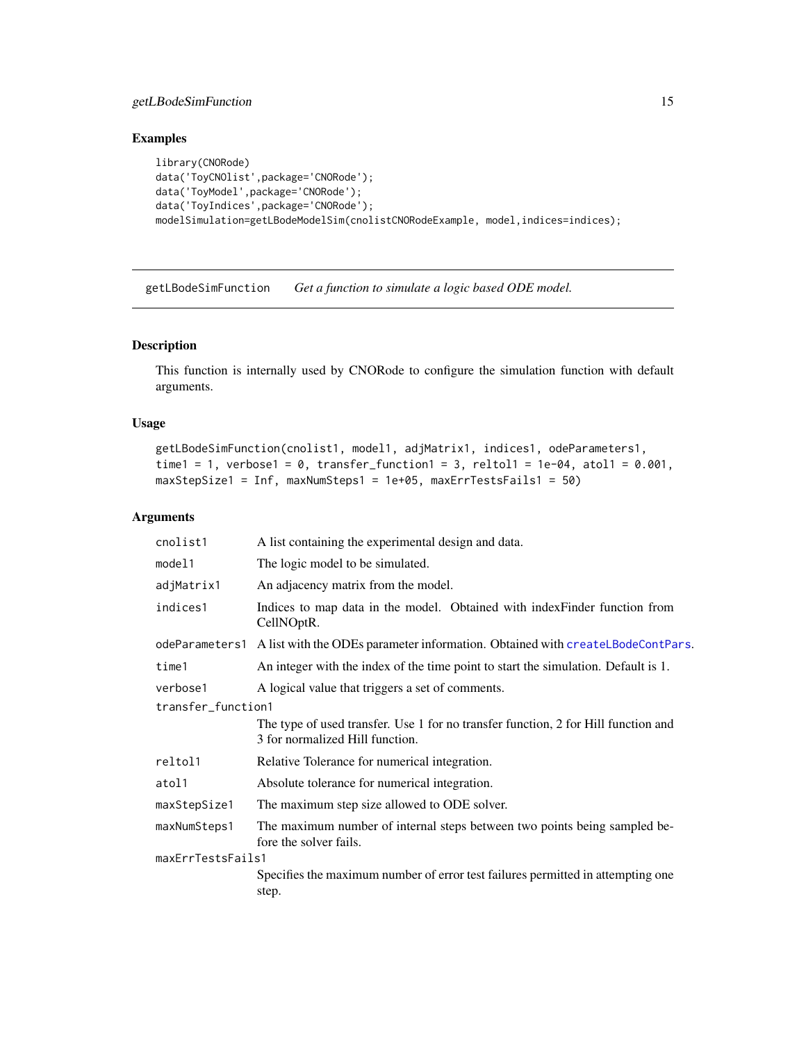## Examples

```
library(CNORode)
data('ToyCNOlist',package='CNORode');
data('ToyModel',package='CNORode');
data('ToyIndices',package='CNORode');
modelSimulation=getLBodeModelSim(cnolistCNORodeExample, model,indices=indices);
```

---

# getLBodeSimFunction *Get a function to simulate a logic based ODE model.*

---

## Description

This function is internally used by CNORode to configure the simulation function with default arguments.

## Usage

```
getLBodeSimFunction(cnolist1, model1, adjMatrix1, indices1, odeParameters1,
time1 = 1, verbose1 = 0, transfer_function1 = 3, reltol1 = 1e-04, atol1 = 0.001,
maxStepSize1 = Inf, maxNumSteps1 = 1e+05, maxErrTestsFails1 = 50)
```

## Arguments

| Argument | Description |
| --- | --- |
| `cnolist1` | A list containing the experimental design and data. |
| `model1` | The logic model to be simulated. |
| `adjMatrix1` | An adjacency matrix from the model. |
| `indices1` | Indices to map data in the model. Obtained with indexFinder function from CellNOptR. |
| `odeParameters1` | A list with the ODEs parameter information. Obtained with `createLBodeContPars`. |
| `time1` | An integer with the index of the time point to start the simulation. Default is 1. |
| `verbose1` | A logical value that triggers a set of comments. |
| `transfer_function1` | The type of used transfer. Use 1 for no transfer function, 2 for Hill function and 3 for normalized Hill function. |
| `reltol1` | Relative Tolerance for numerical integration. |
| `atol1` | Absolute tolerance for numerical integration. |
| `maxStepSize1` | The maximum step size allowed to ODE solver. |
| `maxNumSteps1` | The maximum number of internal steps between two points being sampled before the solver fails. |
| `maxErrTestsFails1` | Specifies the maximum number of error test failures permitted in attempting one step. |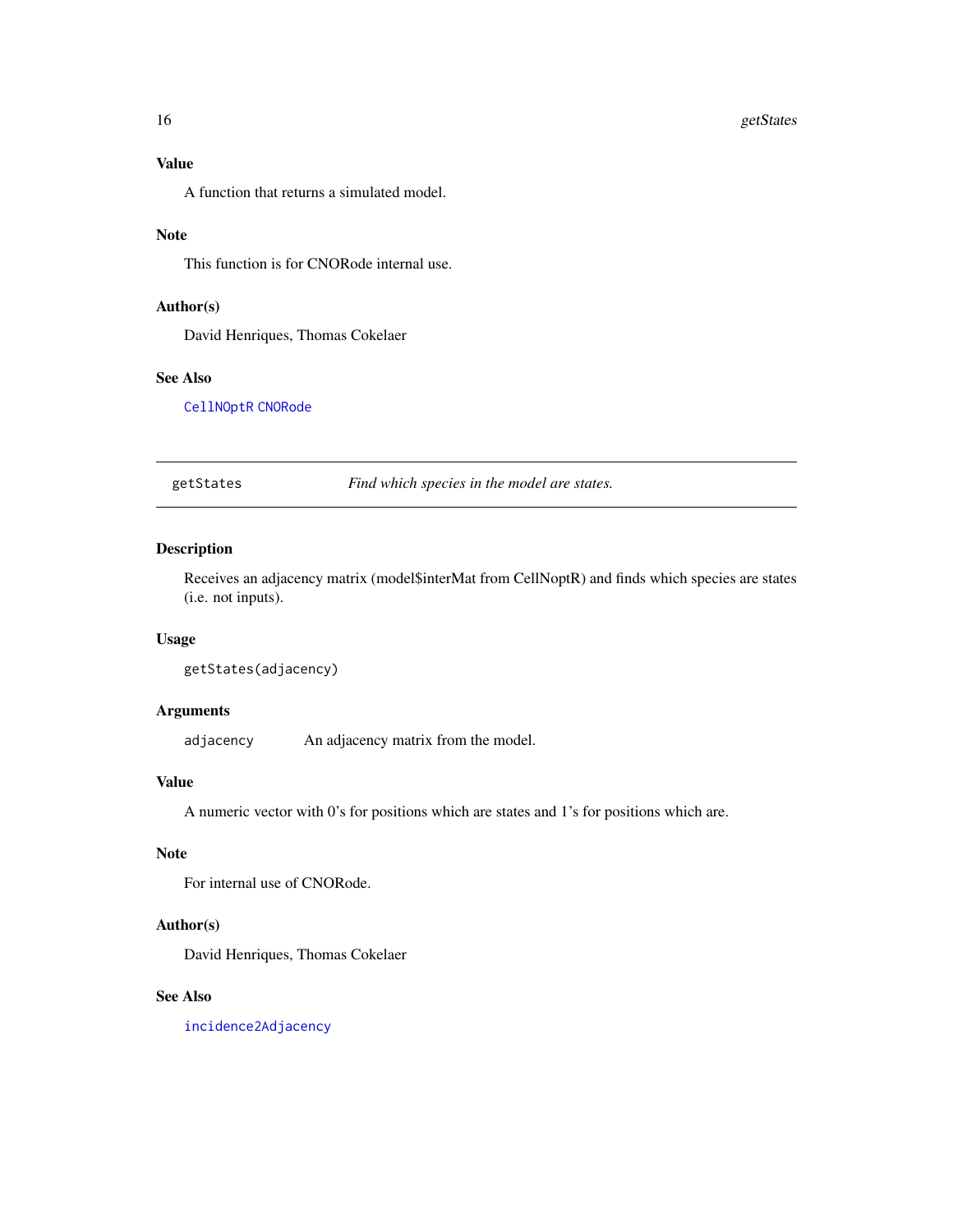## Value

A function that returns a simulated model.

## Note

This function is for CNORode internal use.

## Author(s)

David Henriques, Thomas Cokelaer

## See Also

CellNOptR CNORode

---

# getStates — *Find which species in the model are states.*

---

## Description

Receives an adjacency matrix (model$interMat from CellNoptR) and finds which species are states (i.e. not inputs).

## Usage

```
getStates(adjacency)
```

## Arguments

| | |
|---|---|
| `adjacency` | An adjacency matrix from the model. |

## Value

A numeric vector with 0's for positions which are states and 1's for positions which are.

## Note

For internal use of CNORode.

## Author(s)

David Henriques, Thomas Cokelaer

## See Also

incidence2Adjacency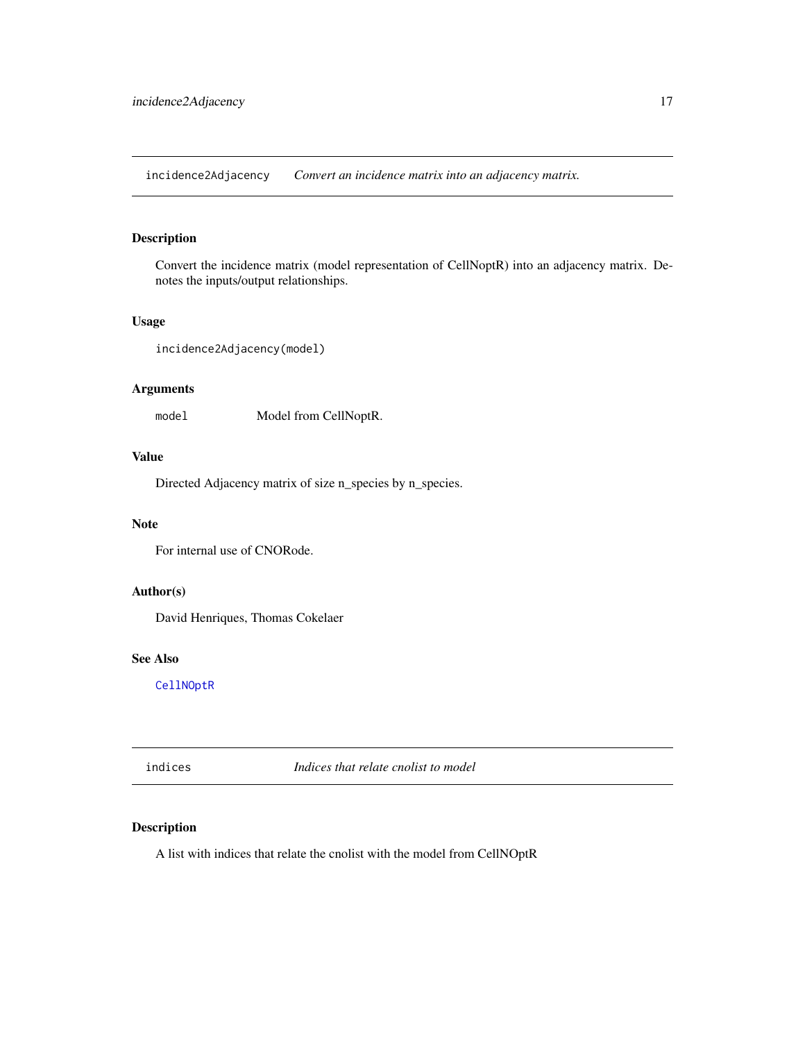## incidence2Adjacency *Convert an incidence matrix into an adjacency matrix.*

### Description

Convert the incidence matrix (model representation of CellNoptR) into an adjacency matrix. Denotes the inputs/output relationships.

### Usage

```
incidence2Adjacency(model)
```

### Arguments

| | |
|---|---|
| `model` | Model from CellNoptR. |

### Value

Directed Adjacency matrix of size n_species by n_species.

### Note

For internal use of CNORode.

### Author(s)

David Henriques, Thomas Cokelaer

### See Also

`CellNOptR`

## indices *Indices that relate cnolist to model*

### Description

A list with indices that relate the cnolist with the model from CellNOptR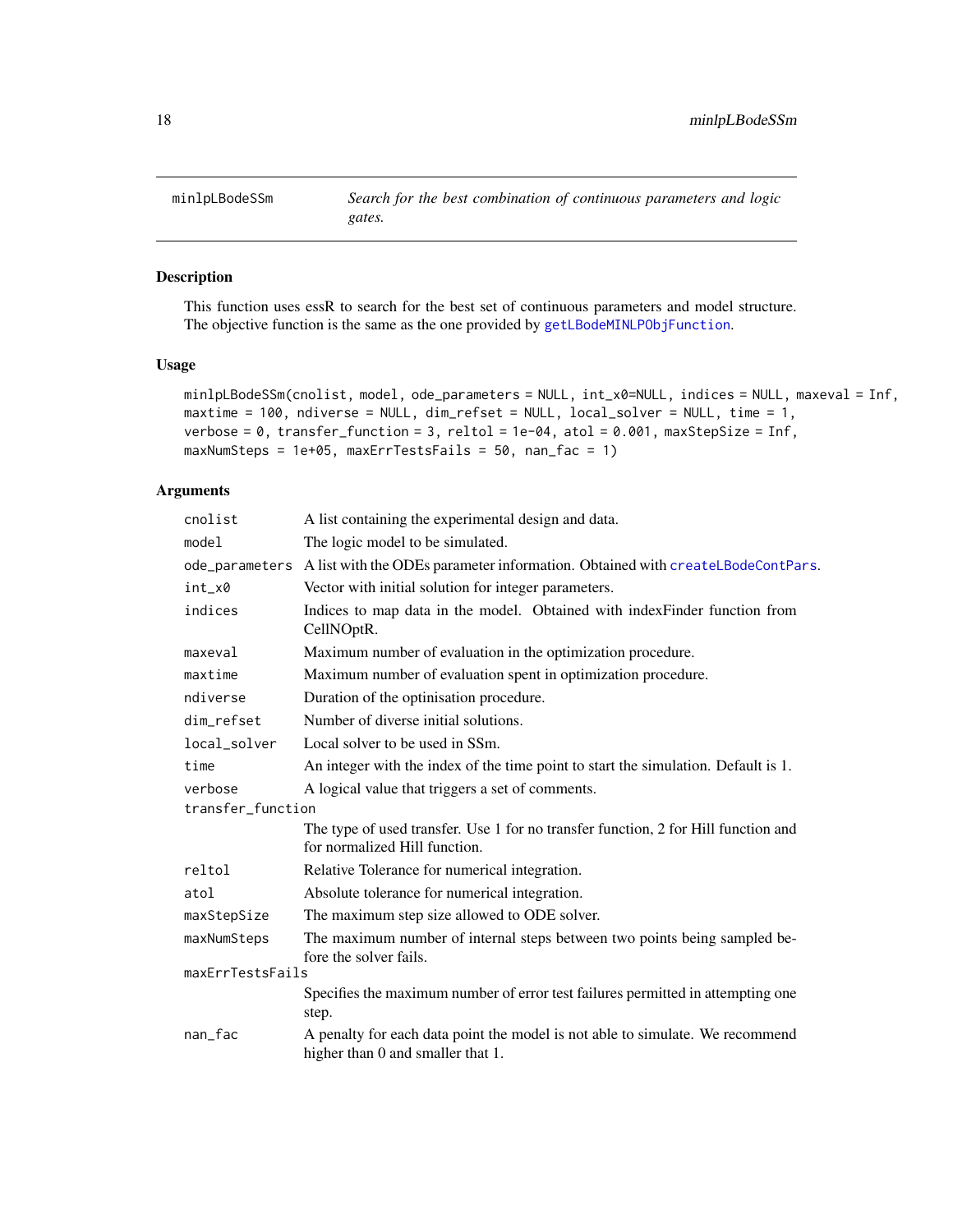## minlpLBodeSSm — *Search for the best combination of continuous parameters and logic gates.*

### Description

This function uses essR to search for the best set of continuous parameters and model structure. The objective function is the same as the one provided by getLBodeMINLPObjFunction.

### Usage

```
minlpLBodeSSm(cnolist, model, ode_parameters = NULL, int_x0=NULL, indices = NULL, maxeval = Inf,
maxtime = 100, ndiverse = NULL, dim_refset = NULL, local_solver = NULL, time = 1,
verbose = 0, transfer_function = 3, reltol = 1e-04, atol = 0.001, maxStepSize = Inf,
maxNumSteps = 1e+05, maxErrTestsFails = 50, nan_fac = 1)
```

### Arguments

| | |
|---|---|
| `cnolist` | A list containing the experimental design and data. |
| `model` | The logic model to be simulated. |
| `ode_parameters` | A list with the ODEs parameter information. Obtained with createLBodeContPars. |
| `int_x0` | Vector with initial solution for integer parameters. |
| `indices` | Indices to map data in the model. Obtained with indexFinder function from CellNOptR. |
| `maxeval` | Maximum number of evaluation in the optimization procedure. |
| `maxtime` | Maximum number of evaluation spent in optimization procedure. |
| `ndiverse` | Duration of the optimisation procedure. |
| `dim_refset` | Number of diverse initial solutions. |
| `local_solver` | Local solver to be used in SSm. |
| `time` | An integer with the index of the time point to start the simulation. Default is 1. |
| `verbose` | A logical value that triggers a set of comments. |
| `transfer_function` | The type of used transfer. Use 1 for no transfer function, 2 for Hill function and for normalized Hill function. |
| `reltol` | Relative Tolerance for numerical integration. |
| `atol` | Absolute tolerance for numerical integration. |
| `maxStepSize` | The maximum step size allowed to ODE solver. |
| `maxNumSteps` | The maximum number of internal steps between two points being sampled before the solver fails. |
| `maxErrTestsFails` | Specifies the maximum number of error test failures permitted in attempting one step. |
| `nan_fac` | A penalty for each data point the model is not able to simulate. We recommend higher than 0 and smaller that 1. |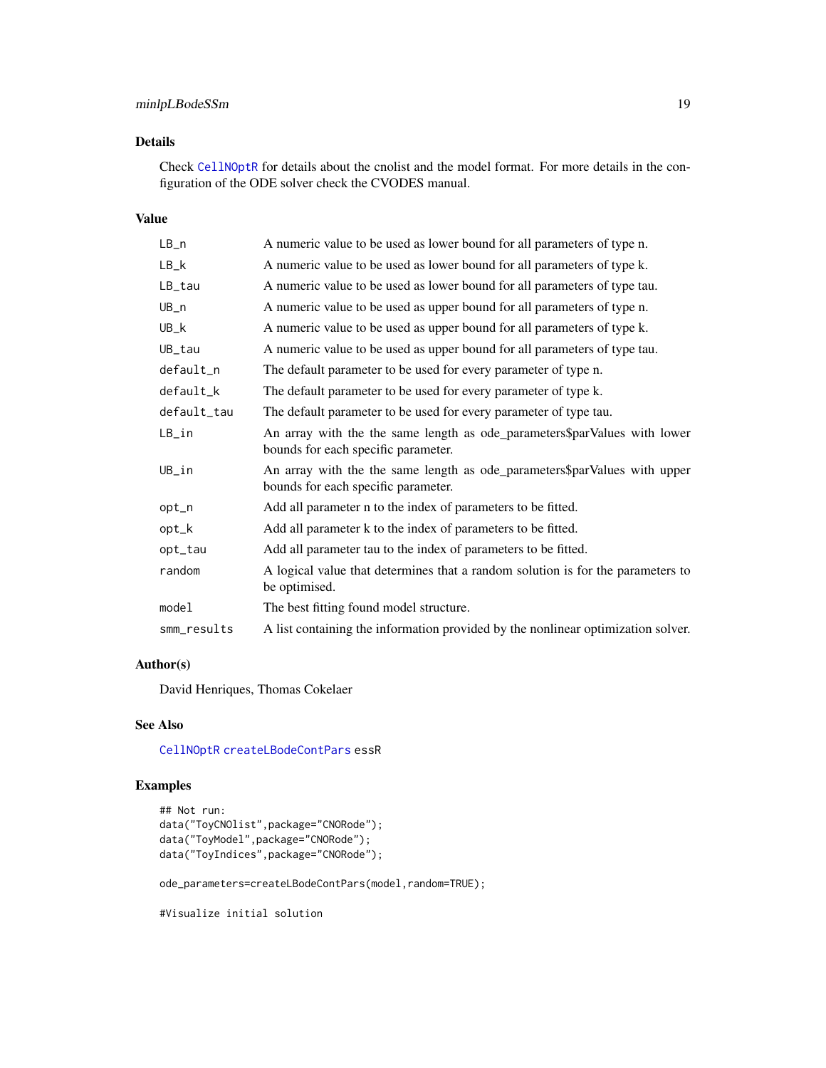## Details

Check CellNOptR for details about the cnolist and the model format. For more details in the configuration of the ODE solver check the CVODES manual.

## Value

| | |
|---|---|
| LB_n | A numeric value to be used as lower bound for all parameters of type n. |
| LB_k | A numeric value to be used as lower bound for all parameters of type k. |
| LB_tau | A numeric value to be used as lower bound for all parameters of type tau. |
| UB_n | A numeric value to be used as upper bound for all parameters of type n. |
| UB_k | A numeric value to be used as upper bound for all parameters of type k. |
| UB_tau | A numeric value to be used as upper bound for all parameters of type tau. |
| default_n | The default parameter to be used for every parameter of type n. |
| default_k | The default parameter to be used for every parameter of type k. |
| default_tau | The default parameter to be used for every parameter of type tau. |
| LB_in | An array with the the same length as ode_parameters$parValues with lower bounds for each specific parameter. |
| UB_in | An array with the the same length as ode_parameters$parValues with upper bounds for each specific parameter. |
| opt_n | Add all parameter n to the index of parameters to be fitted. |
| opt_k | Add all parameter k to the index of parameters to be fitted. |
| opt_tau | Add all parameter tau to the index of parameters to be fitted. |
| random | A logical value that determines that a random solution is for the parameters to be optimised. |
| model | The best fitting found model structure. |
| smm_results | A list containing the information provided by the nonlinear optimization solver. |

## Author(s)

David Henriques, Thomas Cokelaer

## See Also

CellNOptR createLBodeContPars essR

## Examples

```
## Not run:
data("ToyCNOlist",package="CNORode");
data("ToyModel",package="CNORode");
data("ToyIndices",package="CNORode");

ode_parameters=createLBodeContPars(model,random=TRUE);

#Visualize initial solution
```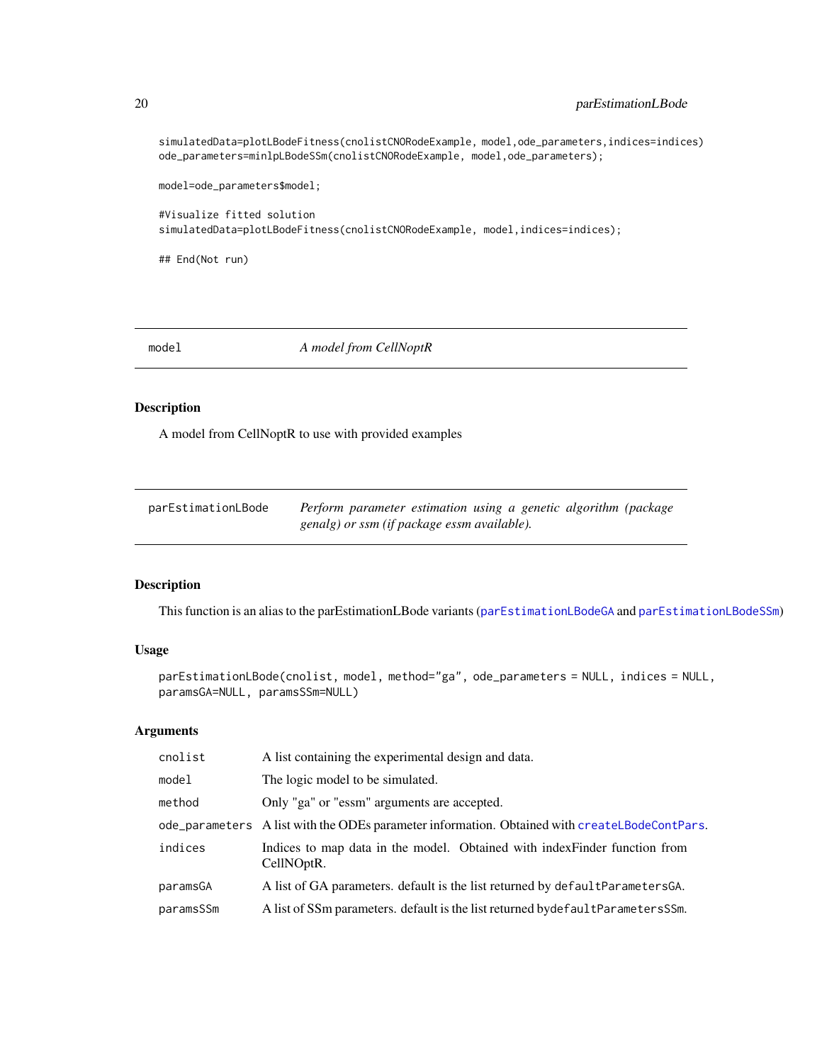```
simulatedData=plotLBodeFitness(cnolistCNORodeExample, model,ode_parameters,indices=indices)
ode_parameters=minlpLBodeSSm(cnolistCNORodeExample, model,ode_parameters);

model=ode_parameters$model;

#Visualize fitted solution
simulatedData=plotLBodeFitness(cnolistCNORodeExample, model,indices=indices);

## End(Not run)
```

## model — *A model from CellNoptR*

### Description

A model from CellNoptR to use with provided examples

## parEstimationLBode — *Perform parameter estimation using a genetic algorithm (package genalg) or ssm (if package essm available).*

### Description

This function is an alias to the parEstimationLBode variants (parEstimationLBodeGA and parEstimationLBodeSSm)

### Usage

```
parEstimationLBode(cnolist, model, method="ga", ode_parameters = NULL, indices = NULL,
paramsGA=NULL, paramsSSm=NULL)
```

### Arguments

| | |
|---|---|
| cnolist | A list containing the experimental design and data. |
| model | The logic model to be simulated. |
| method | Only "ga" or "essm" arguments are accepted. |
| ode_parameters | A list with the ODEs parameter information. Obtained with createLBodeContPars. |
| indices | Indices to map data in the model. Obtained with indexFinder function from CellNOptR. |
| paramsGA | A list of GA parameters. default is the list returned by defaultParametersGA. |
| paramsSSm | A list of SSm parameters. default is the list returned bydefaultParametersSSm. |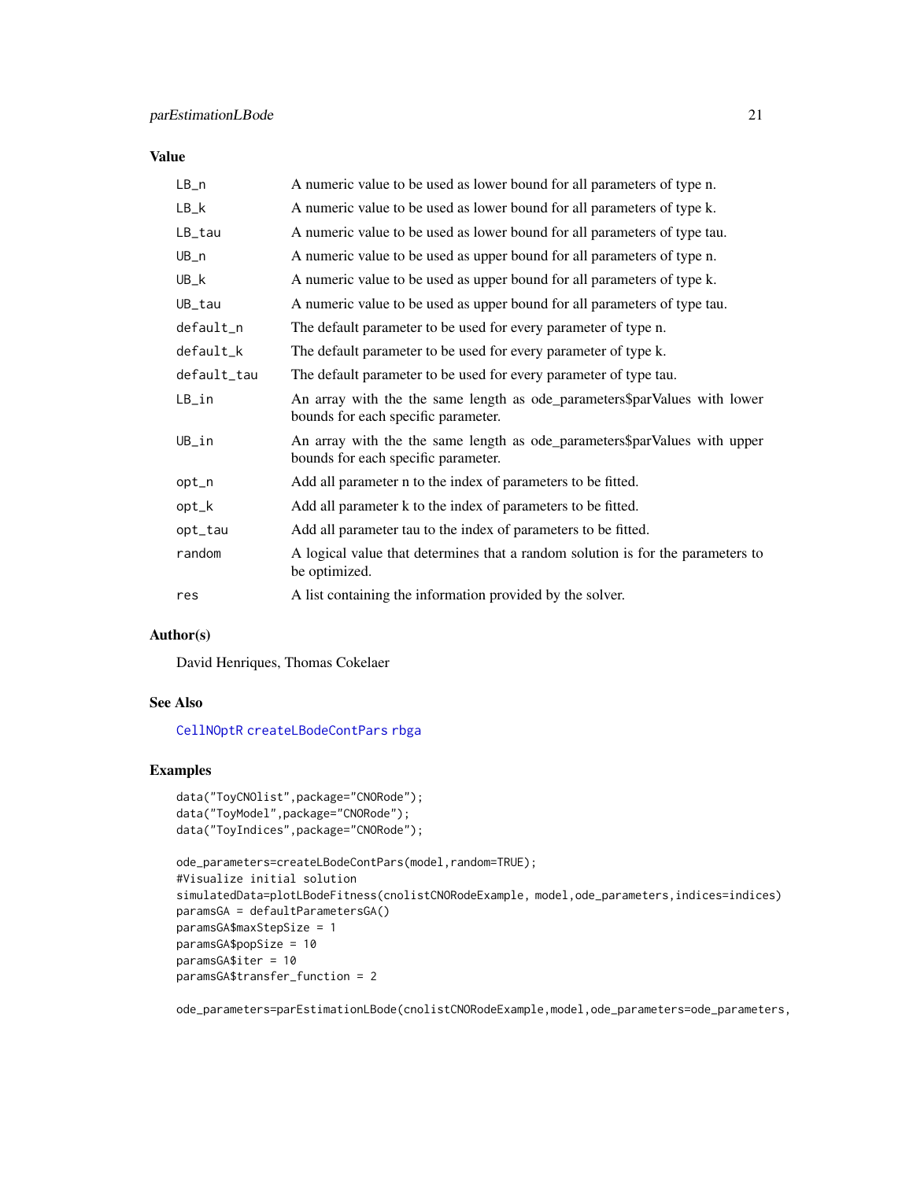### Value

| | |
|---|---|
| LB_n | A numeric value to be used as lower bound for all parameters of type n. |
| LB_k | A numeric value to be used as lower bound for all parameters of type k. |
| LB_tau | A numeric value to be used as lower bound for all parameters of type tau. |
| UB_n | A numeric value to be used as upper bound for all parameters of type n. |
| UB_k | A numeric value to be used as upper bound for all parameters of type k. |
| UB_tau | A numeric value to be used as upper bound for all parameters of type tau. |
| default_n | The default parameter to be used for every parameter of type n. |
| default_k | The default parameter to be used for every parameter of type k. |
| default_tau | The default parameter to be used for every parameter of type tau. |
| LB_in | An array with the the same length as ode_parameters$parValues with lower bounds for each specific parameter. |
| UB_in | An array with the the same length as ode_parameters$parValues with upper bounds for each specific parameter. |
| opt_n | Add all parameter n to the index of parameters to be fitted. |
| opt_k | Add all parameter k to the index of parameters to be fitted. |
| opt_tau | Add all parameter tau to the index of parameters to be fitted. |
| random | A logical value that determines that a random solution is for the parameters to be optimized. |
| res | A list containing the information provided by the solver. |

### Author(s)

David Henriques, Thomas Cokelaer

### See Also

CellNOptR createLBodeContPars rbga

### Examples

```
data("ToyCNOlist",package="CNORode");
data("ToyModel",package="CNORode");
data("ToyIndices",package="CNORode");

ode_parameters=createLBodeContPars(model,random=TRUE);
#Visualize initial solution
simulatedData=plotLBodeFitness(cnolistCNORodeExample, model,ode_parameters,indices=indices)
paramsGA = defaultParametersGA()
paramsGA$maxStepSize = 1
paramsGA$popSize = 10
paramsGA$iter = 10
paramsGA$transfer_function = 2

ode_parameters=parEstimationLBode(cnolistCNORodeExample,model,ode_parameters=ode_parameters,
```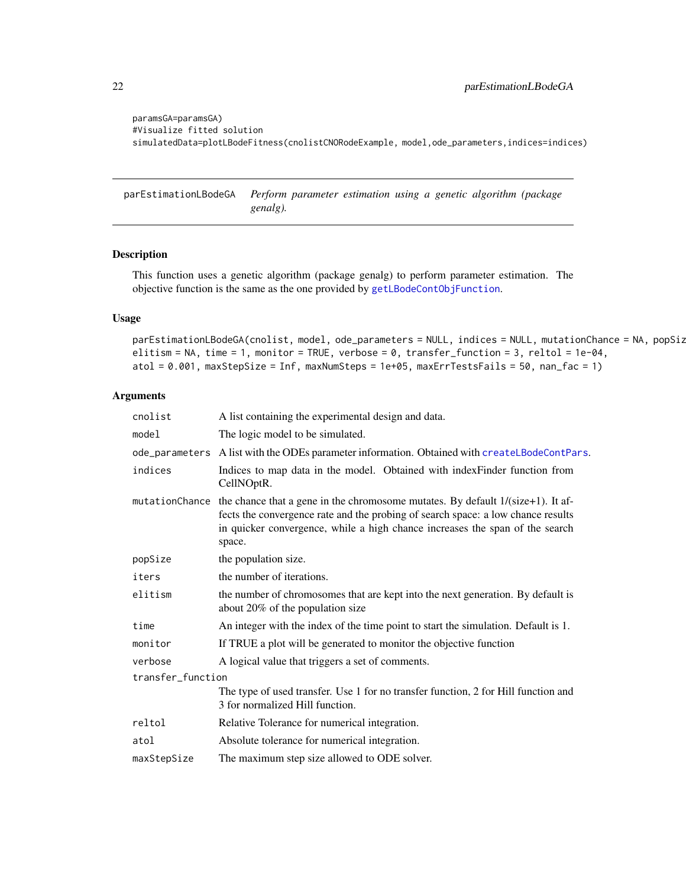```
paramsGA=paramsGA)
#Visualize fitted solution
simulatedData=plotLBodeFitness(cnolistCNORodeExample, model,ode_parameters,indices=indices)
```

---

## parEstimationLBodeGA — *Perform parameter estimation using a genetic algorithm (package genalg).*

---

### Description

This function uses a genetic algorithm (package genalg) to perform parameter estimation. The objective function is the same as the one provided by getLBodeContObjFunction.

### Usage

```
parEstimationLBodeGA(cnolist, model, ode_parameters = NULL, indices = NULL, mutationChance = NA, popSiz
elitism = NA, time = 1, monitor = TRUE, verbose = 0, transfer_function = 3, reltol = 1e-04,
atol = 0.001, maxStepSize = Inf, maxNumSteps = 1e+05, maxErrTestsFails = 50, nan_fac = 1)
```

### Arguments

| | |
|---|---|
| cnolist | A list containing the experimental design and data. |
| model | The logic model to be simulated. |
| ode_parameters | A list with the ODEs parameter information. Obtained with createLBodeContPars. |
| indices | Indices to map data in the model. Obtained with indexFinder function from CellNOptR. |
| mutationChance | the chance that a gene in the chromosome mutates. By default 1/(size+1). It affects the convergence rate and the probing of search space: a low chance results in quicker convergence, while a high chance increases the span of the search space. |
| popSize | the population size. |
| iters | the number of iterations. |
| elitism | the number of chromosomes that are kept into the next generation. By default is about 20% of the population size |
| time | An integer with the index of the time point to start the simulation. Default is 1. |
| monitor | If TRUE a plot will be generated to monitor the objective function |
| verbose | A logical value that triggers a set of comments. |
| transfer_function | The type of used transfer. Use 1 for no transfer function, 2 for Hill function and 3 for normalized Hill function. |
| reltol | Relative Tolerance for numerical integration. |
| atol | Absolute tolerance for numerical integration. |
| maxStepSize | The maximum step size allowed to ODE solver. |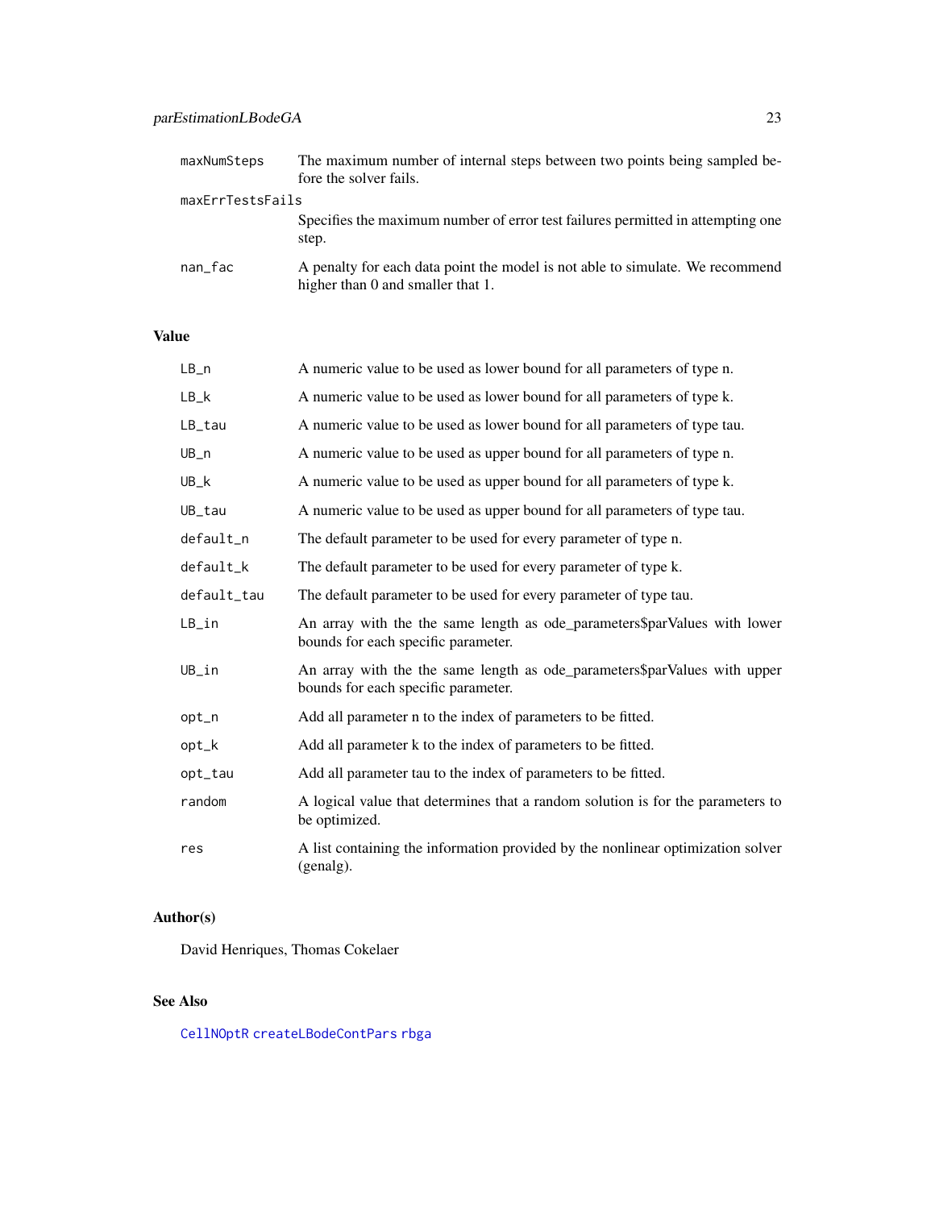| | |
|---|---|
| maxNumSteps | The maximum number of internal steps between two points being sampled before the solver fails. |
| maxErrTestsFails | Specifies the maximum number of error test failures permitted in attempting one step. |
| nan_fac | A penalty for each data point the model is not able to simulate. We recommend higher than 0 and smaller that 1. |

## Value

| | |
|---|---|
| LB_n | A numeric value to be used as lower bound for all parameters of type n. |
| LB_k | A numeric value to be used as lower bound for all parameters of type k. |
| LB_tau | A numeric value to be used as lower bound for all parameters of type tau. |
| UB_n | A numeric value to be used as upper bound for all parameters of type n. |
| UB_k | A numeric value to be used as upper bound for all parameters of type k. |
| UB_tau | A numeric value to be used as upper bound for all parameters of type tau. |
| default_n | The default parameter to be used for every parameter of type n. |
| default_k | The default parameter to be used for every parameter of type k. |
| default_tau | The default parameter to be used for every parameter of type tau. |
| LB_in | An array with the the same length as ode_parameters$parValues with lower bounds for each specific parameter. |
| UB_in | An array with the the same length as ode_parameters$parValues with upper bounds for each specific parameter. |
| opt_n | Add all parameter n to the index of parameters to be fitted. |
| opt_k | Add all parameter k to the index of parameters to be fitted. |
| opt_tau | Add all parameter tau to the index of parameters to be fitted. |
| random | A logical value that determines that a random solution is for the parameters to be optimized. |
| res | A list containing the information provided by the nonlinear optimization solver (genalg). |

## Author(s)

David Henriques, Thomas Cokelaer

## See Also

CellNOptR createLBodeContPars rbga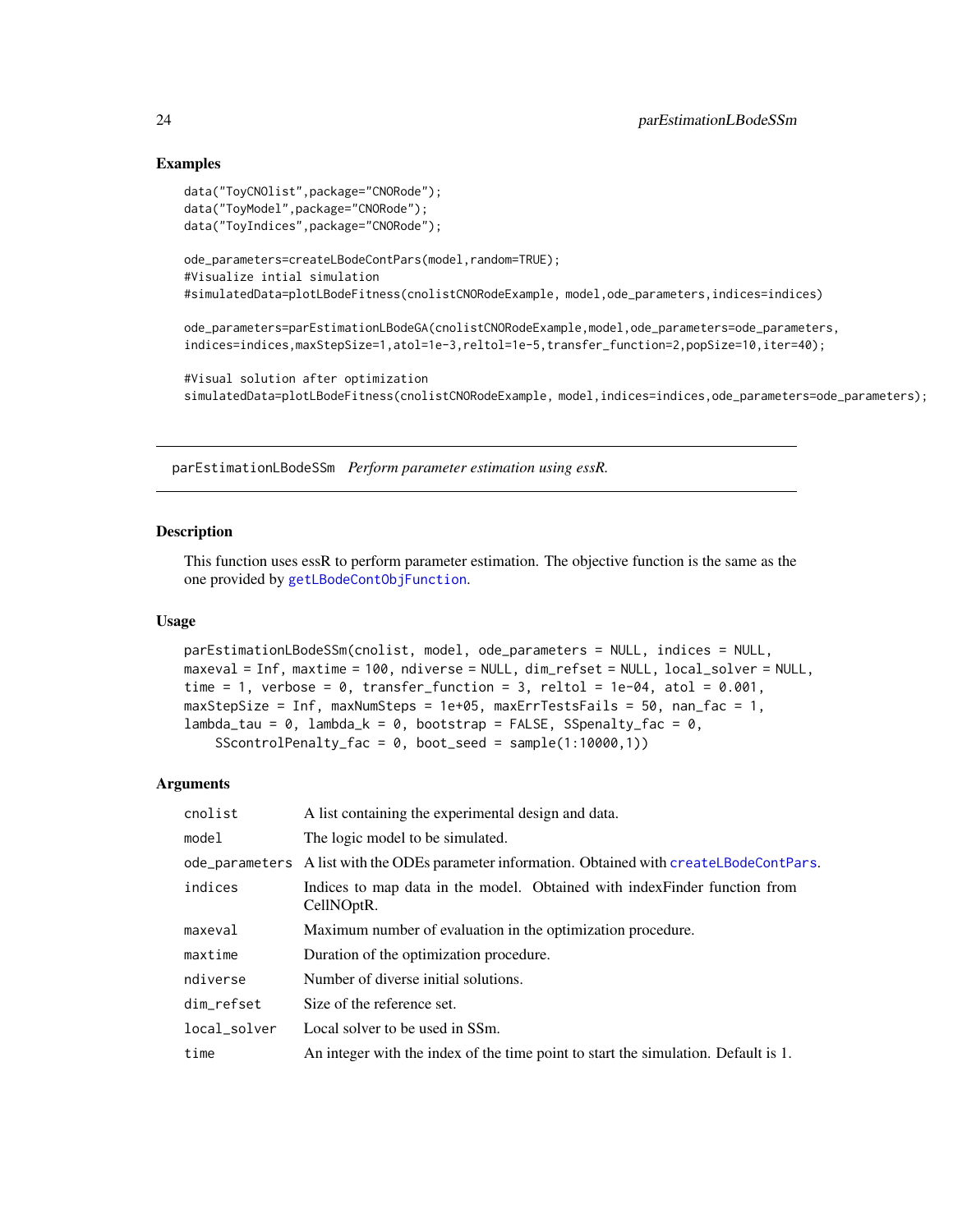## Examples

```
data("ToyCNOlist",package="CNORode");
data("ToyModel",package="CNORode");
data("ToyIndices",package="CNORode");

ode_parameters=createLBodeContPars(model,random=TRUE);
#Visualize intial simulation
#simulatedData=plotLBodeFitness(cnolistCNORodeExample, model,ode_parameters,indices=indices)

ode_parameters=parEstimationLBodeGA(cnolistCNORodeExample,model,ode_parameters=ode_parameters,
indices=indices,maxStepSize=1,atol=1e-3,reltol=1e-5,transfer_function=2,popSize=10,iter=40);

#Visual solution after optimization
simulatedData=plotLBodeFitness(cnolistCNORodeExample, model,indices=indices,ode_parameters=ode_parameters);
```

---

# parEstimationLBodeSSm    *Perform parameter estimation using essR.*

---

## Description

This function uses essR to perform parameter estimation. The objective function is the same as the one provided by getLBodeContObjFunction.

## Usage

```
parEstimationLBodeSSm(cnolist, model, ode_parameters = NULL, indices = NULL,
maxeval = Inf, maxtime = 100, ndiverse = NULL, dim_refset = NULL, local_solver = NULL,
time = 1, verbose = 0, transfer_function = 3, reltol = 1e-04, atol = 0.001,
maxStepSize = Inf, maxNumSteps = 1e+05, maxErrTestsFails = 50, nan_fac = 1,
lambda_tau = 0, lambda_k = 0, bootstrap = FALSE, SSpenalty_fac = 0,
    SScontrolPenalty_fac = 0, boot_seed = sample(1:10000,1))
```

## Arguments

| | |
|---|---|
| cnolist | A list containing the experimental design and data. |
| model | The logic model to be simulated. |
| ode_parameters | A list with the ODEs parameter information. Obtained with createLBodeContPars. |
| indices | Indices to map data in the model. Obtained with indexFinder function from CellNOptR. |
| maxeval | Maximum number of evaluation in the optimization procedure. |
| maxtime | Duration of the optimization procedure. |
| ndiverse | Number of diverse initial solutions. |
| dim_refset | Size of the reference set. |
| local_solver | Local solver to be used in SSm. |
| time | An integer with the index of the time point to start the simulation. Default is 1. |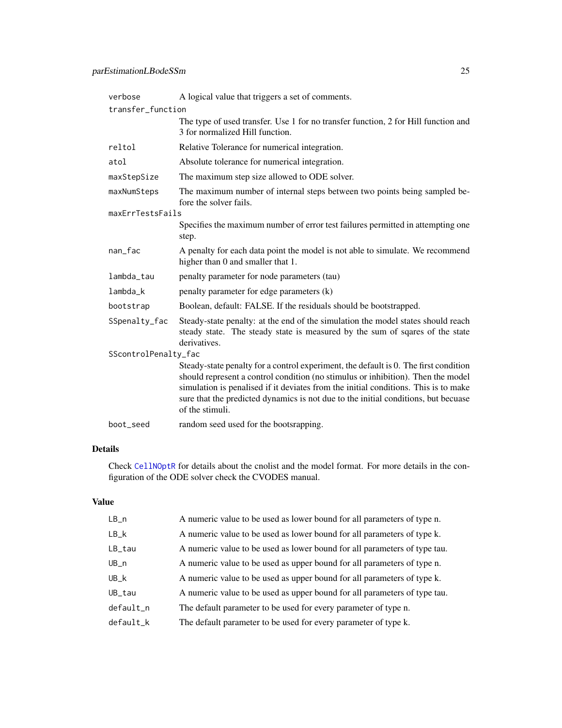| | |
|---|---|
| verbose | A logical value that triggers a set of comments. |
| transfer_function | The type of used transfer. Use 1 for no transfer function, 2 for Hill function and 3 for normalized Hill function. |
| reltol | Relative Tolerance for numerical integration. |
| atol | Absolute tolerance for numerical integration. |
| maxStepSize | The maximum step size allowed to ODE solver. |
| maxNumSteps | The maximum number of internal steps between two points being sampled before the solver fails. |
| maxErrTestsFails | Specifies the maximum number of error test failures permitted in attempting one step. |
| nan_fac | A penalty for each data point the model is not able to simulate. We recommend higher than 0 and smaller that 1. |
| lambda_tau | penalty parameter for node parameters (tau) |
| lambda_k | penalty parameter for edge parameters (k) |
| bootstrap | Boolean, default: FALSE. If the residuals should be bootstrapped. |
| SSpenalty_fac | Steady-state penalty: at the end of the simulation the model states should reach steady state. The steady state is measured by the sum of sqares of the state derivatives. |
| SScontrolPenalty_fac | Steady-state penalty for a control experiment, the default is 0. The first condition should represent a control condition (no stimulus or inhibition). Then the model simulation is penalised if it deviates from the initial conditions. This is to make sure that the predicted dynamics is not due to the initial conditions, but becuase of the stimuli. |
| boot_seed | random seed used for the bootsrapping. |

## Details

Check CellNOptR for details about the cnolist and the model format. For more details in the configuration of the ODE solver check the CVODES manual.

## Value

| | |
|---|---|
| LB_n | A numeric value to be used as lower bound for all parameters of type n. |
| LB_k | A numeric value to be used as lower bound for all parameters of type k. |
| LB_tau | A numeric value to be used as lower bound for all parameters of type tau. |
| UB_n | A numeric value to be used as upper bound for all parameters of type n. |
| UB_k | A numeric value to be used as upper bound for all parameters of type k. |
| UB_tau | A numeric value to be used as upper bound for all parameters of type tau. |
| default_n | The default parameter to be used for every parameter of type n. |
| default_k | The default parameter to be used for every parameter of type k. |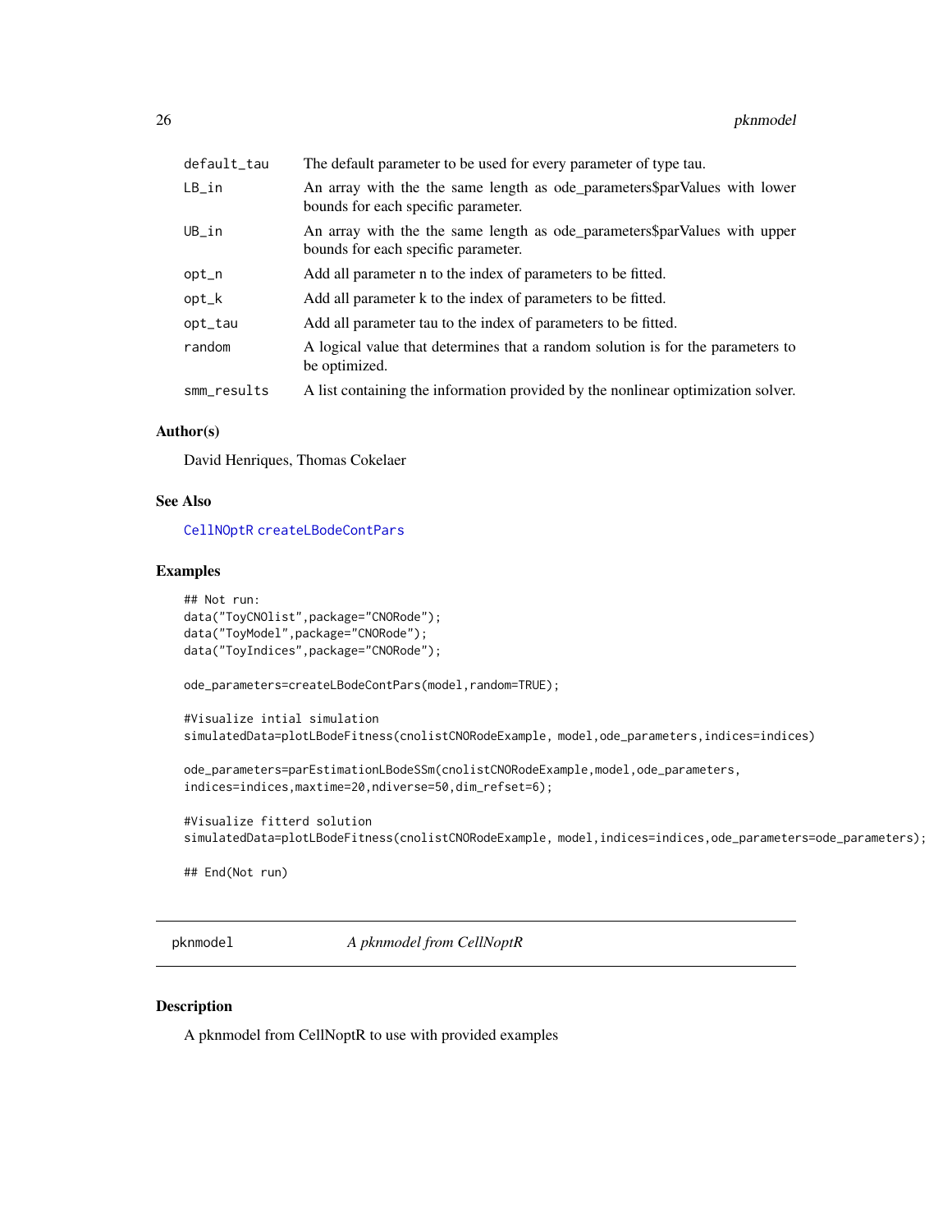| | |
|---|---|
| default_tau | The default parameter to be used for every parameter of type tau. |
| LB_in | An array with the the same length as ode_parameters$parValues with lower bounds for each specific parameter. |
| UB_in | An array with the the same length as ode_parameters$parValues with upper bounds for each specific parameter. |
| opt_n | Add all parameter n to the index of parameters to be fitted. |
| opt_k | Add all parameter k to the index of parameters to be fitted. |
| opt_tau | Add all parameter tau to the index of parameters to be fitted. |
| random | A logical value that determines that a random solution is for the parameters to be optimized. |
| smm_results | A list containing the information provided by the nonlinear optimization solver. |

### Author(s)

David Henriques, Thomas Cokelaer

### See Also

CellNOptR createLBodeContPars

### Examples

```
## Not run:
data("ToyCNOlist",package="CNORode");
data("ToyModel",package="CNORode");
data("ToyIndices",package="CNORode");

ode_parameters=createLBodeContPars(model,random=TRUE);

#Visualize intial simulation
simulatedData=plotLBodeFitness(cnolistCNORodeExample, model,ode_parameters,indices=indices)

ode_parameters=parEstimationLBodeSSm(cnolistCNORodeExample,model,ode_parameters,
indices=indices,maxtime=20,ndiverse=50,dim_refset=6);

#Visualize fitterd solution
simulatedData=plotLBodeFitness(cnolistCNORodeExample, model,indices=indices,ode_parameters=ode_parameters);

## End(Not run)
```

---

## pknmodel    *A pknmodel from CellNoptR*

### Description

A pknmodel from CellNoptR to use with provided examples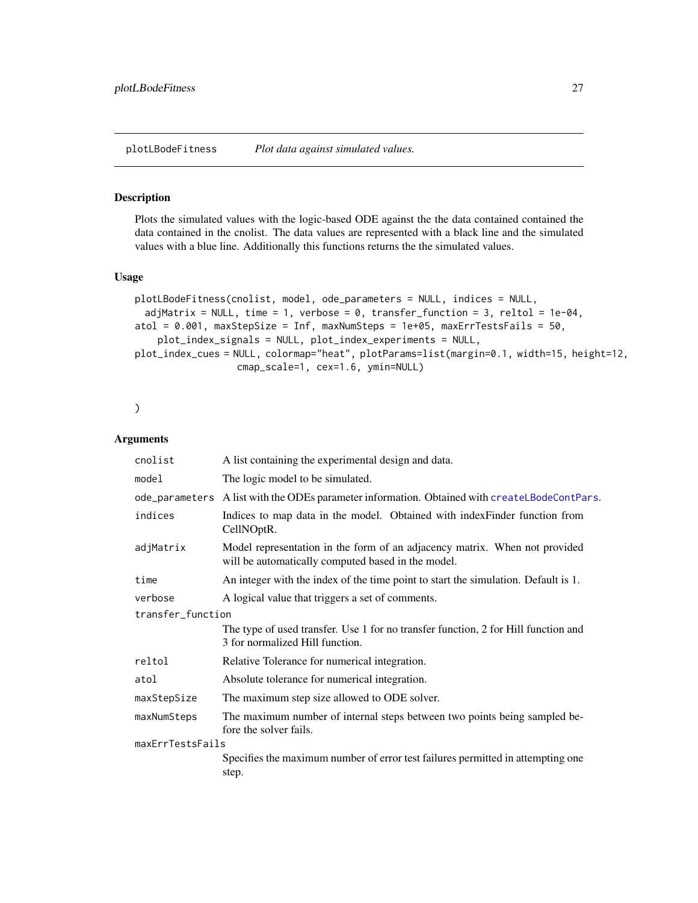plotLBodeFitness *Plot data against simulated values.*

## Description

Plots the simulated values with the logic-based ODE against the the data contained contained the data contained in the cnolist. The data values are represented with a black line and the simulated values with a blue line. Additionally this functions returns the the simulated values.

## Usage

```
plotLBodeFitness(cnolist, model, ode_parameters = NULL, indices = NULL,
  adjMatrix = NULL, time = 1, verbose = 0, transfer_function = 3, reltol = 1e-04,
atol = 0.001, maxStepSize = Inf, maxNumSteps = 1e+05, maxErrTestsFails = 50,
    plot_index_signals = NULL, plot_index_experiments = NULL,
plot_index_cues = NULL, colormap="heat", plotParams=list(margin=0.1, width=15, height=12,
                 cmap_scale=1, cex=1.6, ymin=NULL)


)
```

## Arguments

| Argument | Description |
|---|---|
| cnolist | A list containing the experimental design and data. |
| model | The logic model to be simulated. |
| ode_parameters | A list with the ODEs parameter information. Obtained with createLBodeContPars. |
| indices | Indices to map data in the model. Obtained with indexFinder function from CellNOptR. |
| adjMatrix | Model representation in the form of an adjacency matrix. When not provided will be automatically computed based in the model. |
| time | An integer with the index of the time point to start the simulation. Default is 1. |
| verbose | A logical value that triggers a set of comments. |
| transfer_function | The type of used transfer. Use 1 for no transfer function, 2 for Hill function and 3 for normalized Hill function. |
| reltol | Relative Tolerance for numerical integration. |
| atol | Absolute tolerance for numerical integration. |
| maxStepSize | The maximum step size allowed to ODE solver. |
| maxNumSteps | The maximum number of internal steps between two points being sampled before the solver fails. |
| maxErrTestsFails | Specifies the maximum number of error test failures permitted in attempting one step. |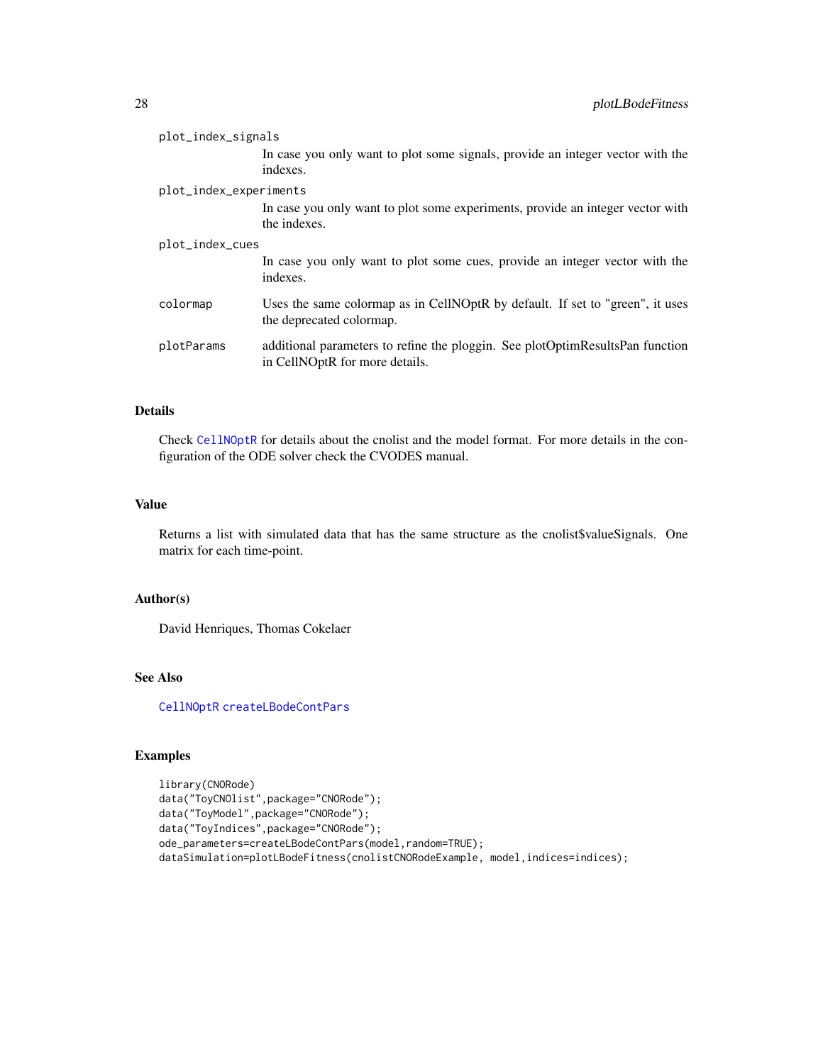plot_index_signals
: In case you only want to plot some signals, provide an integer vector with the indexes.

plot_index_experiments
: In case you only want to plot some experiments, provide an integer vector with the indexes.

plot_index_cues
: In case you only want to plot some cues, provide an integer vector with the indexes.

colormap
: Uses the same colormap as in CellNOptR by default. If set to "green", it uses the deprecated colormap.

plotParams
: additional parameters to refine the ploggin. See plotOptimResultsPan function in CellNOptR for more details.

## Details

Check CellNOptR for details about the cnolist and the model format. For more details in the configuration of the ODE solver check the CVODES manual.

## Value

Returns a list with simulated data that has the same structure as the cnolist$valueSignals. One matrix for each time-point.

## Author(s)

David Henriques, Thomas Cokelaer

## See Also

CellNOptR createLBodeContPars

## Examples

```
library(CNORode)
data("ToyCNOlist",package="CNORode");
data("ToyModel",package="CNORode");
data("ToyIndices",package="CNORode");
ode_parameters=createLBodeContPars(model,random=TRUE);
dataSimulation=plotLBodeFitness(cnolistCNORodeExample, model,indices=indices);
```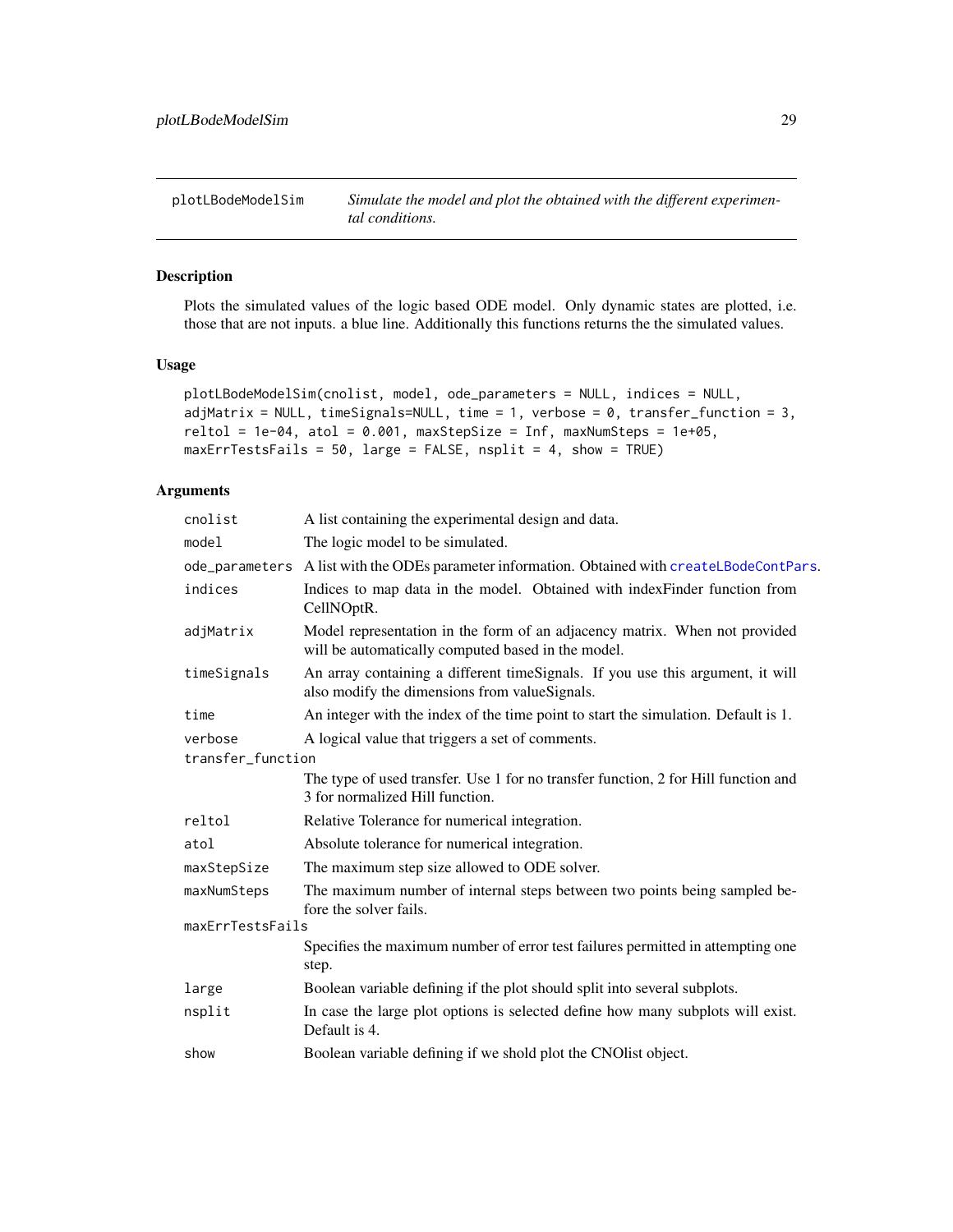plotLBodeModelSim *Simulate the model and plot the obtained with the different experimental conditions.*

## Description

Plots the simulated values of the logic based ODE model. Only dynamic states are plotted, i.e. those that are not inputs. a blue line. Additionally this functions returns the the simulated values.

## Usage

```
plotLBodeModelSim(cnolist, model, ode_parameters = NULL, indices = NULL,
adjMatrix = NULL, timeSignals=NULL, time = 1, verbose = 0, transfer_function = 3,
reltol = 1e-04, atol = 0.001, maxStepSize = Inf, maxNumSteps = 1e+05,
maxErrTestsFails = 50, large = FALSE, nsplit = 4, show = TRUE)
```

## Arguments

| | |
|---|---|
| cnolist | A list containing the experimental design and data. |
| model | The logic model to be simulated. |
| ode_parameters | A list with the ODEs parameter information. Obtained with createLBodeContPars. |
| indices | Indices to map data in the model. Obtained with indexFinder function from CellNOptR. |
| adjMatrix | Model representation in the form of an adjacency matrix. When not provided will be automatically computed based in the model. |
| timeSignals | An array containing a different timeSignals. If you use this argument, it will also modify the dimensions from valueSignals. |
| time | An integer with the index of the time point to start the simulation. Default is 1. |
| verbose | A logical value that triggers a set of comments. |
| transfer_function | The type of used transfer. Use 1 for no transfer function, 2 for Hill function and 3 for normalized Hill function. |
| reltol | Relative Tolerance for numerical integration. |
| atol | Absolute tolerance for numerical integration. |
| maxStepSize | The maximum step size allowed to ODE solver. |
| maxNumSteps | The maximum number of internal steps between two points being sampled before the solver fails. |
| maxErrTestsFails | Specifies the maximum number of error test failures permitted in attempting one step. |
| large | Boolean variable defining if the plot should split into several subplots. |
| nsplit | In case the large plot options is selected define how many subplots will exist. Default is 4. |
| show | Boolean variable defining if we shold plot the CNOlist object. |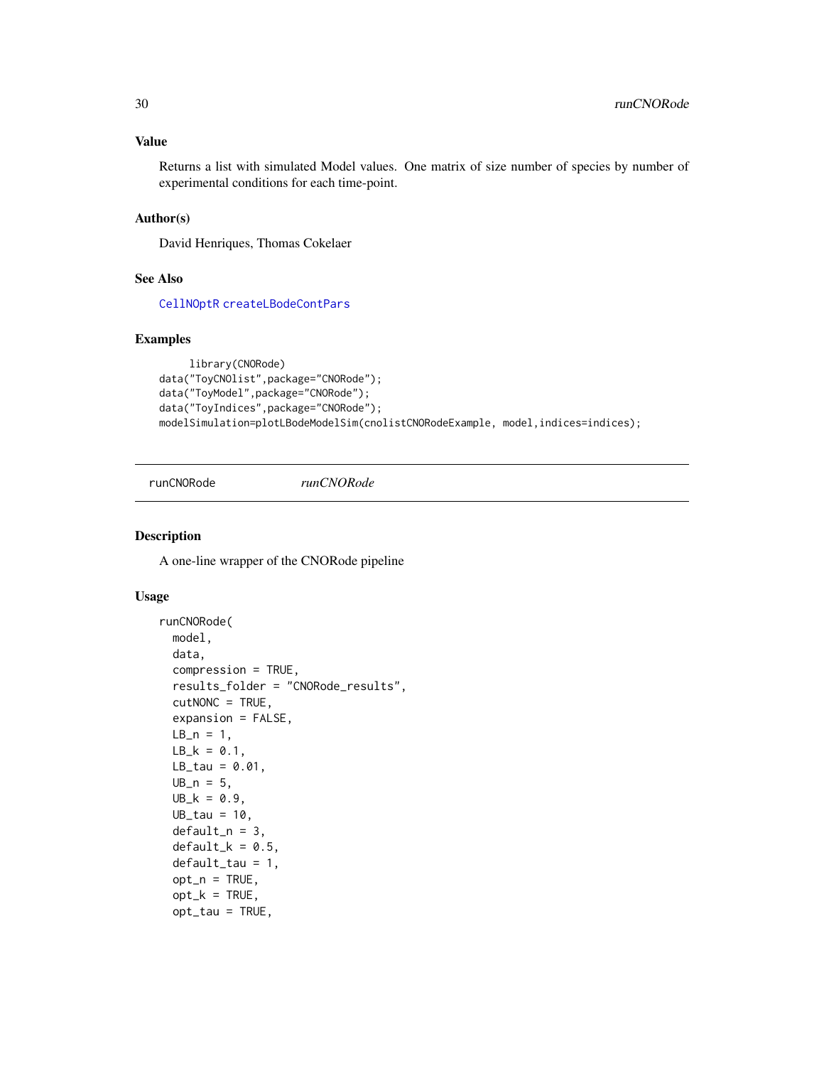### Value

Returns a list with simulated Model values. One matrix of size number of species by number of experimental conditions for each time-point.

### Author(s)

David Henriques, Thomas Cokelaer

### See Also

CellNOptR createLBodeContPars

### Examples

```
    library(CNORode)
data("ToyCNOlist",package="CNORode");
data("ToyModel",package="CNORode");
data("ToyIndices",package="CNORode");
modelSimulation=plotLBodeModelSim(cnolistCNORodeExample, model,indices=indices);
```

---

## runCNORode *runCNORode*

### Description

A one-line wrapper of the CNORode pipeline

### Usage

```
runCNORode(
  model,
  data,
  compression = TRUE,
  results_folder = "CNORode_results",
  cutNONC = TRUE,
  expansion = FALSE,
  LB_n = 1,
  LB_k = 0.1,
  LB_tau = 0.01,
  UB_n = 5,
  UB_k = 0.9,
  UB_tau = 10,
  default_n = 3,
  default_k = 0.5,
  default_tau = 1,
  opt_n = TRUE,
  opt_k = TRUE,
  opt_tau = TRUE,
```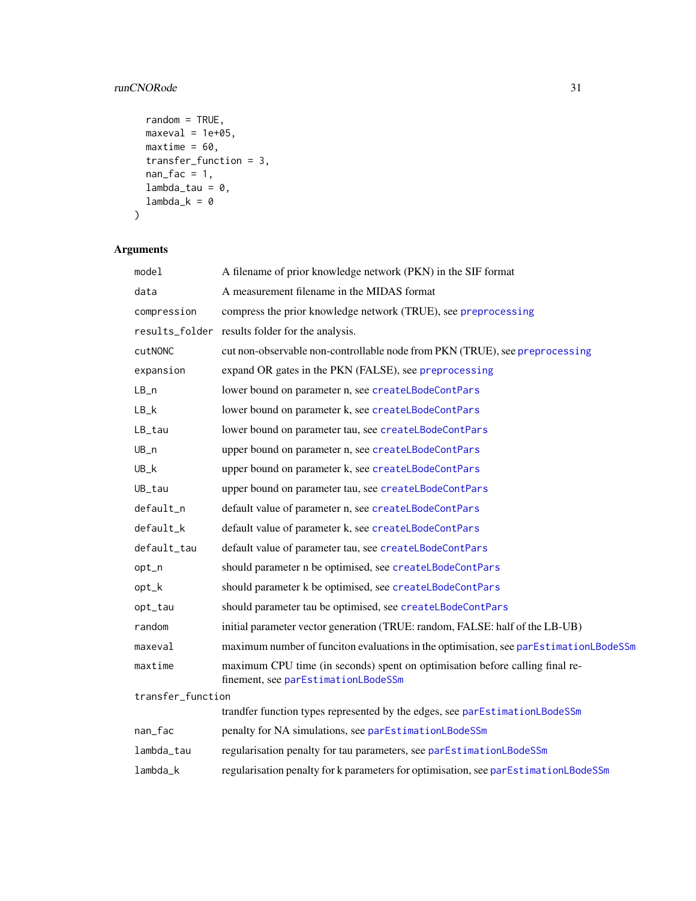```
  random = TRUE,
  maxeval = 1e+05,
  maxtime = 60,
  transfer_function = 3,
  nan_fac = 1,
  lambda_tau = 0,
  lambda_k = 0
)
```

## Arguments

| | |
|---|---|
| model | A filename of prior knowledge network (PKN) in the SIF format |
| data | A measurement filename in the MIDAS format |
| compression | compress the prior knowledge network (TRUE), see preprocessing |
| results_folder | results folder for the analysis. |
| cutNONC | cut non-observable non-controllable node from PKN (TRUE), see preprocessing |
| expansion | expand OR gates in the PKN (FALSE), see preprocessing |
| LB_n | lower bound on parameter n, see createLBodeContPars |
| LB_k | lower bound on parameter k, see createLBodeContPars |
| LB_tau | lower bound on parameter tau, see createLBodeContPars |
| UB_n | upper bound on parameter n, see createLBodeContPars |
| UB_k | upper bound on parameter k, see createLBodeContPars |
| UB_tau | upper bound on parameter tau, see createLBodeContPars |
| default_n | default value of parameter n, see createLBodeContPars |
| default_k | default value of parameter k, see createLBodeContPars |
| default_tau | default value of parameter tau, see createLBodeContPars |
| opt_n | should parameter n be optimised, see createLBodeContPars |
| opt_k | should parameter k be optimised, see createLBodeContPars |
| opt_tau | should parameter tau be optimised, see createLBodeContPars |
| random | initial parameter vector generation (TRUE: random, FALSE: half of the LB-UB) |
| maxeval | maximum number of funciton evaluations in the optimisation, see parEstimationLBodeSSm |
| maxtime | maximum CPU time (in seconds) spent on optimisation before calling final refinement, see parEstimationLBodeSSm |
| transfer_function | trandfer function types represented by the edges, see parEstimationLBodeSSm |
| nan_fac | penalty for NA simulations, see parEstimationLBodeSSm |
| lambda_tau | regularisation penalty for tau parameters, see parEstimationLBodeSSm |
| lambda_k | regularisation penalty for k parameters for optimisation, see parEstimationLBodeSSm |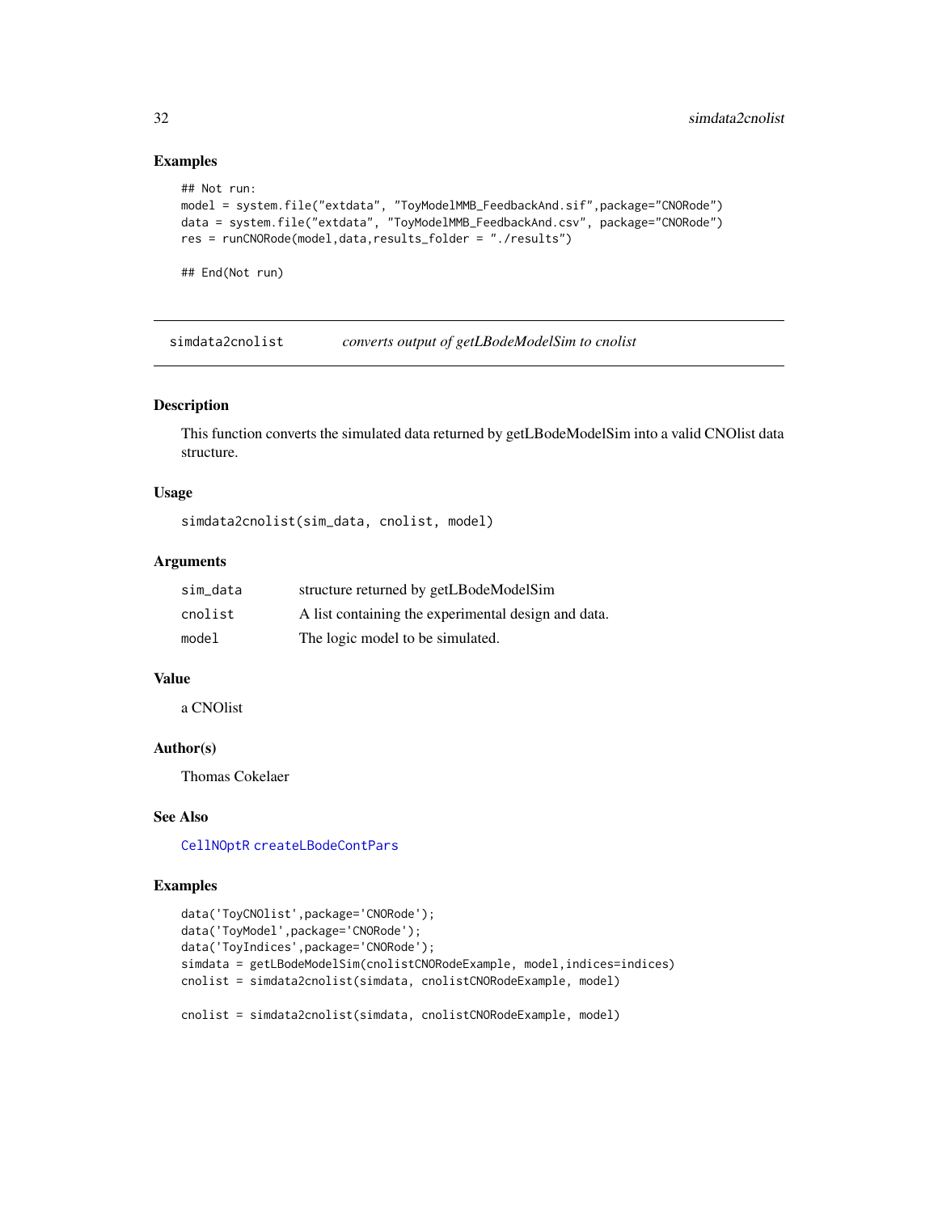### Examples

```
## Not run:
model = system.file("extdata", "ToyModelMMB_FeedbackAnd.sif",package="CNORode")
data = system.file("extdata", "ToyModelMMB_FeedbackAnd.csv", package="CNORode")
res = runCNORode(model,data,results_folder = "./results")

## End(Not run)
```

---

## simdata2cnolist — *converts output of getLBodeModelSim to cnolist*

### Description

This function converts the simulated data returned by getLBodeModelSim into a valid CNOlist data structure.

### Usage

```
simdata2cnolist(sim_data, cnolist, model)
```

### Arguments

| | |
|---|---|
| sim_data | structure returned by getLBodeModelSim |
| cnolist | A list containing the experimental design and data. |
| model | The logic model to be simulated. |

### Value

a CNOlist

### Author(s)

Thomas Cokelaer

### See Also

CellNOptR createLBodeContPars

### Examples

```
data('ToyCNOlist',package='CNORode');
data('ToyModel',package='CNORode');
data('ToyIndices',package='CNORode');
simdata = getLBodeModelSim(cnolistCNORodeExample, model,indices=indices)
cnolist = simdata2cnolist(simdata, cnolistCNORodeExample, model)

cnolist = simdata2cnolist(simdata, cnolistCNORodeExample, model)
```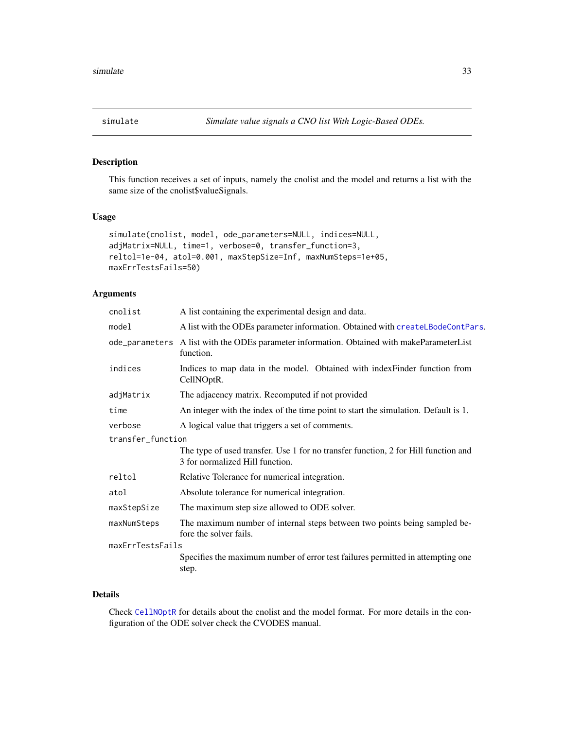## simulate — *Simulate value signals a CNO list With Logic-Based ODEs.*

### Description

This function receives a set of inputs, namely the cnolist and the model and returns a list with the same size of the cnolist$valueSignals.

### Usage

```
simulate(cnolist, model, ode_parameters=NULL, indices=NULL,
adjMatrix=NULL, time=1, verbose=0, transfer_function=3,
reltol=1e-04, atol=0.001, maxStepSize=Inf, maxNumSteps=1e+05,
maxErrTestsFails=50)
```

### Arguments

| | |
|---|---|
| `cnolist` | A list containing the experimental design and data. |
| `model` | A list with the ODEs parameter information. Obtained with `createLBodeContPars`. |
| `ode_parameters` | A list with the ODEs parameter information. Obtained with makeParameterList function. |
| `indices` | Indices to map data in the model. Obtained with indexFinder function from CellNOptR. |
| `adjMatrix` | The adjacency matrix. Recomputed if not provided |
| `time` | An integer with the index of the time point to start the simulation. Default is 1. |
| `verbose` | A logical value that triggers a set of comments. |
| `transfer_function` | The type of used transfer. Use 1 for no transfer function, 2 for Hill function and 3 for normalized Hill function. |
| `reltol` | Relative Tolerance for numerical integration. |
| `atol` | Absolute tolerance for numerical integration. |
| `maxStepSize` | The maximum step size allowed to ODE solver. |
| `maxNumSteps` | The maximum number of internal steps between two points being sampled before the solver fails. |
| `maxErrTestsFails` | Specifies the maximum number of error test failures permitted in attempting one step. |

### Details

Check `CellNOptR` for details about the cnolist and the model format. For more details in the configuration of the ODE solver check the CVODES manual.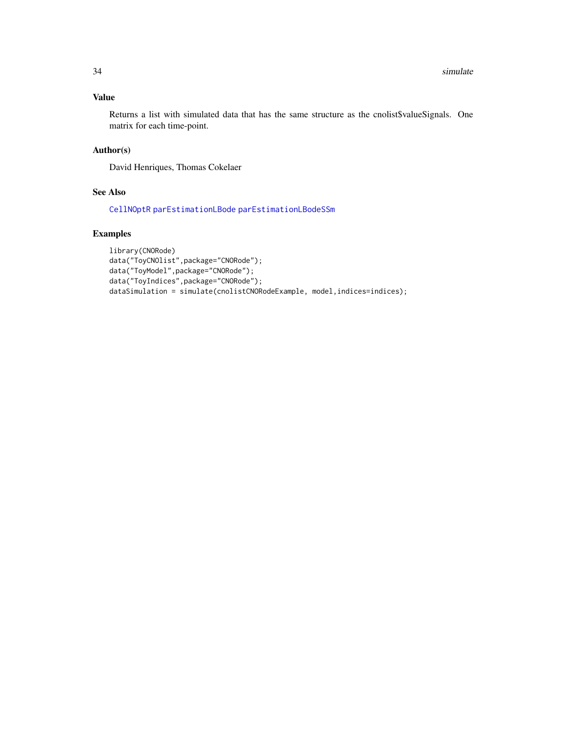## Value

Returns a list with simulated data that has the same structure as the cnolist$valueSignals. One matrix for each time-point.

## Author(s)

David Henriques, Thomas Cokelaer

## See Also

CellNOptR parEstimationLBode parEstimationLBodeSSm

## Examples

```
library(CNORode)
data("ToyCNOlist",package="CNORode");
data("ToyModel",package="CNORode");
data("ToyIndices",package="CNORode");
dataSimulation = simulate(cnolistCNORodeExample, model,indices=indices);
```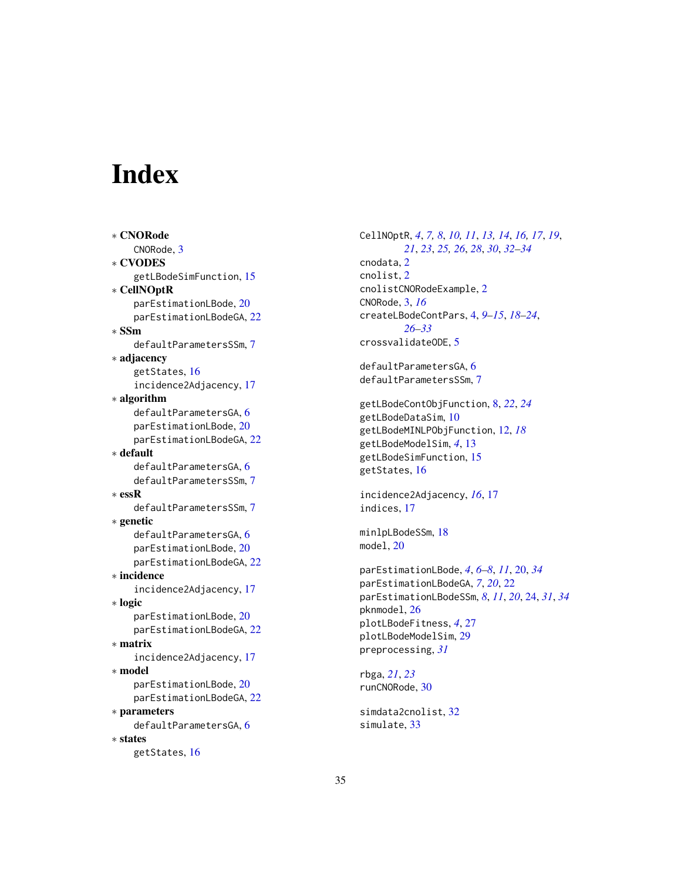# Index

∗ **CNORode**
  CNORode, 3
∗ **CVODES**
  getLBodeSimFunction, 15
∗ **CellNOptR**
  parEstimationLBode, 20
  parEstimationLBodeGA, 22
∗ **SSm**
  defaultParametersSSm, 7
∗ **adjacency**
  getStates, 16
  incidence2Adjacency, 17
∗ **algorithm**
  defaultParametersGA, 6
  parEstimationLBode, 20
  parEstimationLBodeGA, 22
∗ **default**
  defaultParametersGA, 6
  defaultParametersSSm, 7
∗ **essR**
  defaultParametersSSm, 7
∗ **genetic**
  defaultParametersGA, 6
  parEstimationLBode, 20
  parEstimationLBodeGA, 22
∗ **incidence**
  incidence2Adjacency, 17
∗ **logic**
  parEstimationLBode, 20
  parEstimationLBodeGA, 22
∗ **matrix**
  incidence2Adjacency, 17
∗ **model**
  parEstimationLBode, 20
  parEstimationLBodeGA, 22
∗ **parameters**
  defaultParametersGA, 6
∗ **states**
  getStates, 16

CellNOptR, *4*, *7, 8*, *10, 11*, *13, 14*, *16, 17*, *19*, *21*, *23*, *25, 26*, *28*, *30*, *32–34*
cnodata, 2
cnolist, 2
cnolistCNORodeExample, 2
CNORode, 3, *16*
createLBodeContPars, 4, *9–15*, *18–24*, *26–33*
crossvalidateODE, 5

defaultParametersGA, 6
defaultParametersSSm, 7

getLBodeContObjFunction, 8, *22*, *24*
getLBodeDataSim, 10
getLBodeMINLPObjFunction, 12, *18*
getLBodeModelSim, *4*, 13
getLBodeSimFunction, 15
getStates, 16

incidence2Adjacency, *16*, 17
indices, 17

minlpLBodeSSm, 18
model, 20

parEstimationLBode, *4*, *6–8*, *11*, 20, *34*
parEstimationLBodeGA, *7*, *20*, 22
parEstimationLBodeSSm, *8*, *11*, *20*, 24, *31*, *34*
pknmodel, 26
plotLBodeFitness, *4*, 27
plotLBodeModelSim, 29
preprocessing, *31*

rbga, *21*, *23*
runCNORode, 30

simdata2cnolist, 32
simulate, 33